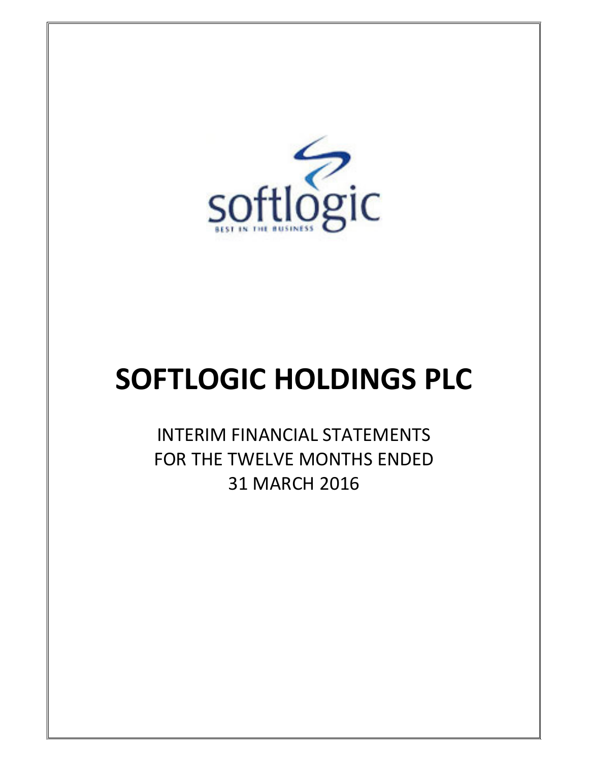softlogic

BEST IN THE BUSINESS

# SOFTLOGIC HOLDINGS PLC

INTERIM FINANCIAL STATEMENTS
FOR THE TWELVE MONTHS ENDED
31 MARCH 2016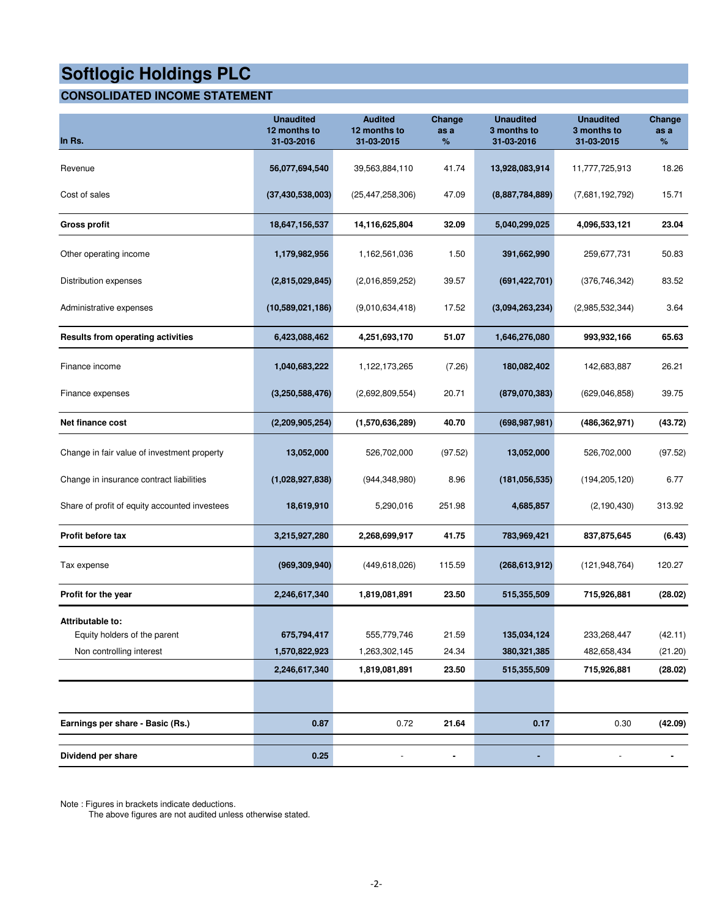# Softlogic Holdings PLC

## CONSOLIDATED INCOME STATEMENT

| In Rs. | Unaudited 12 months to 31-03-2016 | Audited 12 months to 31-03-2015 | Change as a % | Unaudited 3 months to 31-03-2016 | Unaudited 3 months to 31-03-2015 | Change as a % |
|---|---|---|---|---|---|---|
| Revenue | 56,077,694,540 | 39,563,884,110 | 41.74 | 13,928,083,914 | 11,777,725,913 | 18.26 |
| Cost of sales | (37,430,538,003) | (25,447,258,306) | 47.09 | (8,887,784,889) | (7,681,192,792) | 15.71 |
| **Gross profit** | **18,647,156,537** | **14,116,625,804** | **32.09** | **5,040,299,025** | **4,096,533,121** | **23.04** |
| Other operating income | 1,179,982,956 | 1,162,561,036 | 1.50 | 391,662,990 | 259,677,731 | 50.83 |
| Distribution expenses | (2,815,029,845) | (2,016,859,252) | 39.57 | (691,422,701) | (376,746,342) | 83.52 |
| Administrative expenses | (10,589,021,186) | (9,010,634,418) | 17.52 | (3,094,263,234) | (2,985,532,344) | 3.64 |
| **Results from operating activities** | **6,423,088,462** | **4,251,693,170** | **51.07** | **1,646,276,080** | **993,932,166** | **65.63** |
| Finance income | 1,040,683,222 | 1,122,173,265 | (7.26) | 180,082,402 | 142,683,887 | 26.21 |
| Finance expenses | (3,250,588,476) | (2,692,809,554) | 20.71 | (879,070,383) | (629,046,858) | 39.75 |
| **Net finance cost** | **(2,209,905,254)** | **(1,570,636,289)** | **40.70** | **(698,987,981)** | **(486,362,971)** | **(43.72)** |
| Change in fair value of investment property | 13,052,000 | 526,702,000 | (97.52) | 13,052,000 | 526,702,000 | (97.52) |
| Change in insurance contract liabilities | (1,028,927,838) | (944,348,980) | 8.96 | (181,056,535) | (194,205,120) | 6.77 |
| Share of profit of equity accounted investees | 18,619,910 | 5,290,016 | 251.98 | 4,685,857 | (2,190,430) | 313.92 |
| **Profit before tax** | **3,215,927,280** | **2,268,699,917** | **41.75** | **783,969,421** | **837,875,645** | **(6.43)** |
| Tax expense | (969,309,940) | (449,618,026) | 115.59 | (268,613,912) | (121,948,764) | 120.27 |
| **Profit for the year** | **2,246,617,340** | **1,819,081,891** | **23.50** | **515,355,509** | **715,926,881** | **(28.02)** |
| **Attributable to:** | | | | | | |
| Equity holders of the parent | 675,794,417 | 555,779,746 | 21.59 | 135,034,124 | 233,268,447 | (42.11) |
| Non controlling interest | 1,570,822,923 | 1,263,302,145 | 24.34 | 380,321,385 | 482,658,434 | (21.20) |
| | **2,246,617,340** | **1,819,081,891** | **23.50** | **515,355,509** | **715,926,881** | **(28.02)** |
| **Earnings per share - Basic (Rs.)** | **0.87** | 0.72 | **21.64** | **0.17** | 0.30 | **(42.09)** |
| **Dividend per share** | **0.25** | - | **-** | **-** | - | **-** |

Note : Figures in brackets indicate deductions.
The above figures are not audited unless otherwise stated.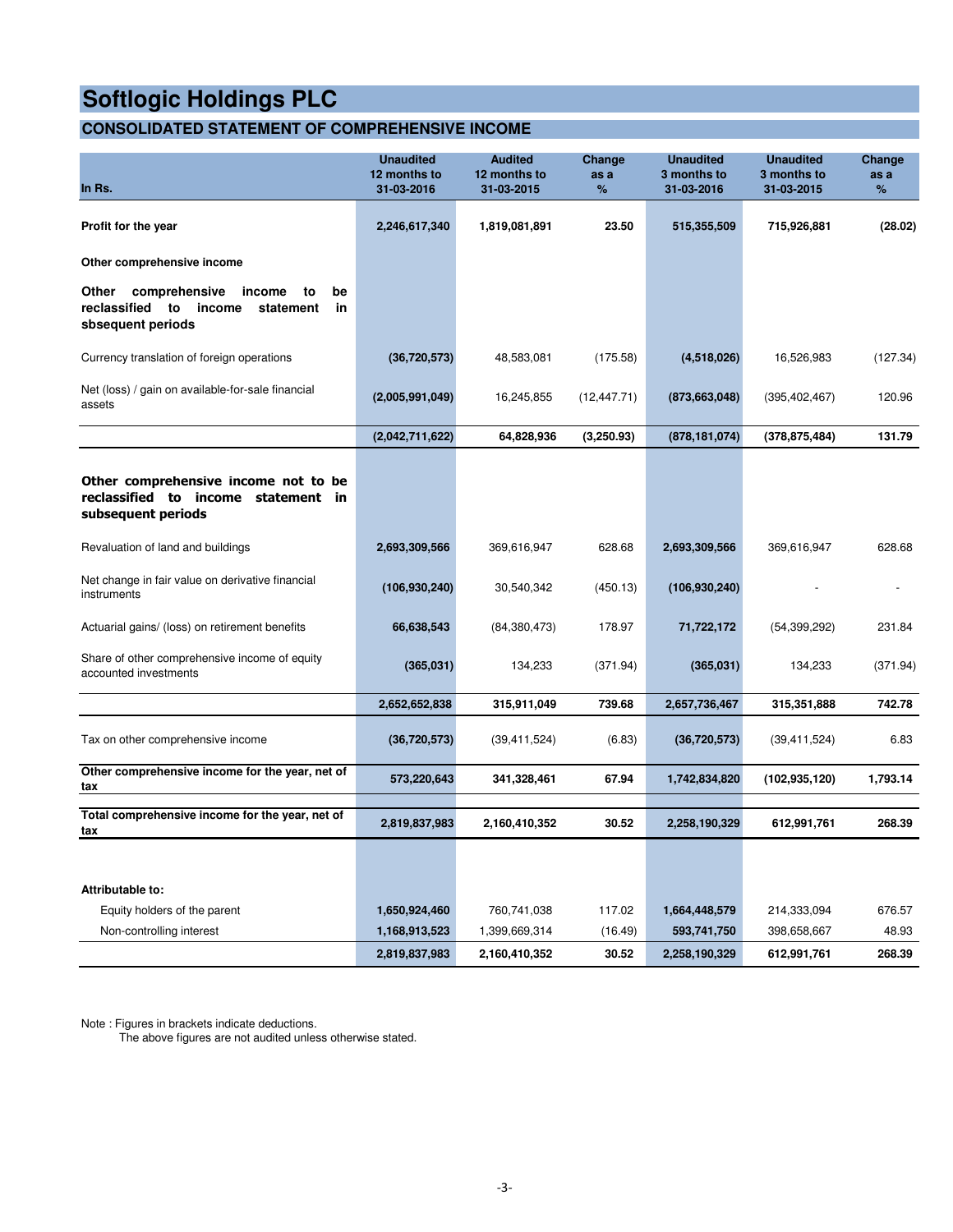# Softlogic Holdings PLC

## CONSOLIDATED STATEMENT OF COMPREHENSIVE INCOME

| In Rs. | Unaudited 12 months to 31-03-2016 | Audited 12 months to 31-03-2015 | Change as a % | Unaudited 3 months to 31-03-2016 | Unaudited 3 months to 31-03-2015 | Change as a % |
|---|---|---|---|---|---|---|
| **Profit for the year** | **2,246,617,340** | **1,819,081,891** | **23.50** | **515,355,509** | **715,926,881** | **(28.02)** |
| **Other comprehensive income** | | | | | | |
| **Other comprehensive income to be reclassified to income statement in sbsequent periods** | | | | | | |
| Currency translation of foreign operations | **(36,720,573)** | 48,583,081 | (175.58) | **(4,518,026)** | 16,526,983 | (127.34) |
| Net (loss) / gain on available-for-sale financial assets | **(2,005,991,049)** | 16,245,855 | (12,447.71) | **(873,663,048)** | (395,402,467) | 120.96 |
| | **(2,042,711,622)** | **64,828,936** | **(3,250.93)** | **(878,181,074)** | **(378,875,484)** | **131.79** |
| **Other comprehensive income not to be reclassified to income statement in subsequent periods** | | | | | | |
| Revaluation of land and buildings | **2,693,309,566** | 369,616,947 | 628.68 | **2,693,309,566** | 369,616,947 | 628.68 |
| Net change in fair value on derivative financial instruments | **(106,930,240)** | 30,540,342 | (450.13) | **(106,930,240)** | - | - |
| Actuarial gains/ (loss) on retirement benefits | **66,638,543** | (84,380,473) | 178.97 | **71,722,172** | (54,399,292) | 231.84 |
| Share of other comprehensive income of equity accounted investments | **(365,031)** | 134,233 | (371.94) | **(365,031)** | 134,233 | (371.94) |
| | **2,652,652,838** | **315,911,049** | **739.68** | **2,657,736,467** | **315,351,888** | **742.78** |
| Tax on other comprehensive income | **(36,720,573)** | (39,411,524) | (6.83) | **(36,720,573)** | (39,411,524) | 6.83 |
| **Other comprehensive income for the year, net of tax** | **573,220,643** | **341,328,461** | **67.94** | **1,742,834,820** | **(102,935,120)** | **1,793.14** |
| **Total comprehensive income for the year, net of tax** | **2,819,837,983** | **2,160,410,352** | **30.52** | **2,258,190,329** | **612,991,761** | **268.39** |
| **Attributable to:** | | | | | | |
| Equity holders of the parent | **1,650,924,460** | 760,741,038 | 117.02 | **1,664,448,579** | 214,333,094 | 676.57 |
| Non-controlling interest | **1,168,913,523** | 1,399,669,314 | (16.49) | **593,741,750** | 398,658,667 | 48.93 |
| | **2,819,837,983** | **2,160,410,352** | **30.52** | **2,258,190,329** | **612,991,761** | **268.39** |

Note : Figures in brackets indicate deductions.
The above figures are not audited unless otherwise stated.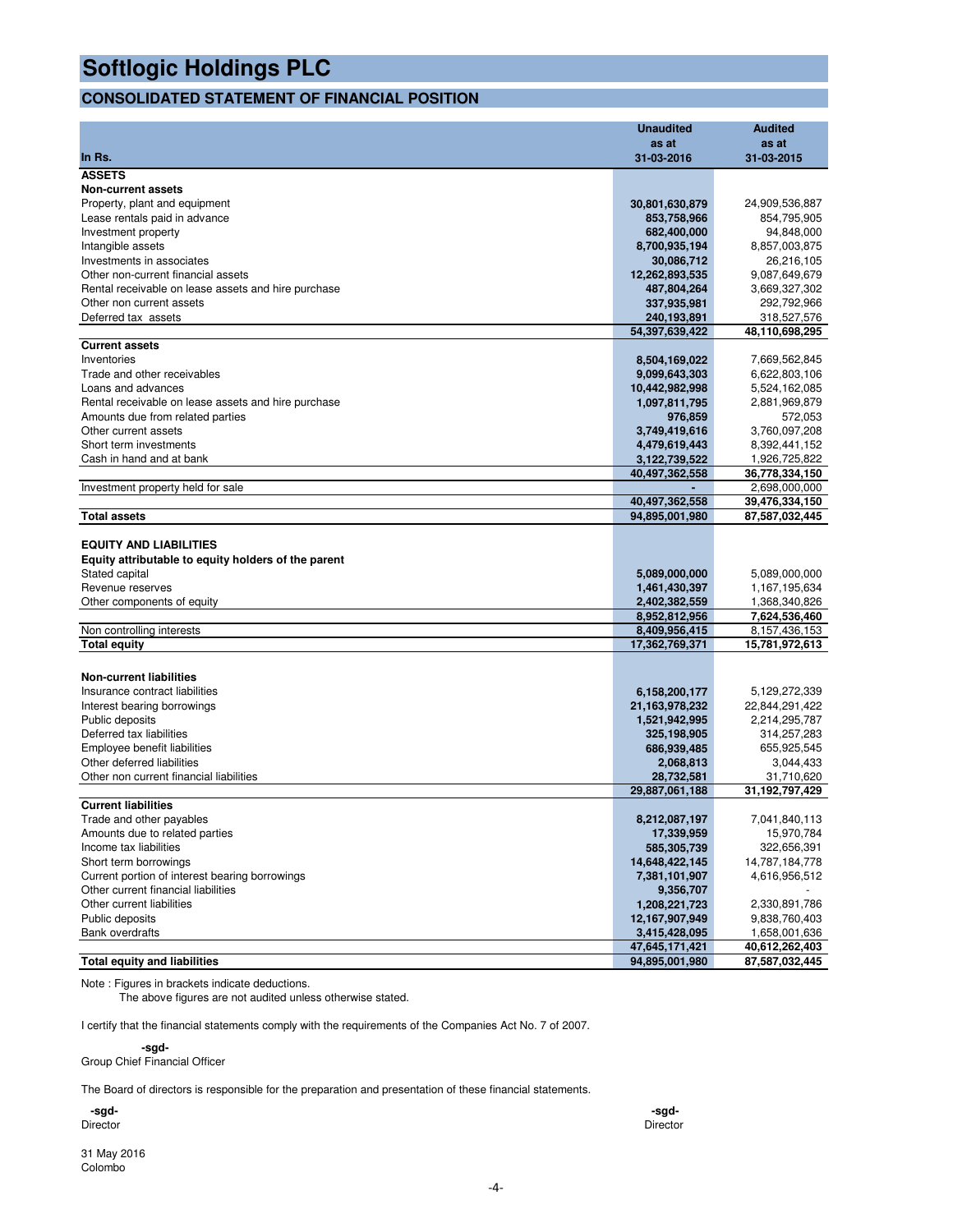# Softlogic Holdings PLC

## CONSOLIDATED STATEMENT OF FINANCIAL POSITION

| In Rs. | Unaudited as at 31-03-2016 | Audited as at 31-03-2015 |
|---|---|---|
| **ASSETS** | | |
| **Non-current assets** | | |
| Property, plant and equipment | 30,801,630,879 | 24,909,536,887 |
| Lease rentals paid in advance | 853,758,966 | 854,795,905 |
| Investment property | 682,400,000 | 94,848,000 |
| Intangible assets | 8,700,935,194 | 8,857,003,875 |
| Investments in associates | 30,086,712 | 26,216,105 |
| Other non-current financial assets | 12,262,893,535 | 9,087,649,679 |
| Rental receivable on lease assets and hire purchase | 487,804,264 | 3,669,327,302 |
| Other non current assets | 337,935,981 | 292,792,966 |
| Deferred tax assets | 240,193,891 | 318,527,576 |
| | **54,397,639,422** | **48,110,698,295** |
| **Current assets** | | |
| Inventories | 8,504,169,022 | 7,669,562,845 |
| Trade and other receivables | 9,099,643,303 | 6,622,803,106 |
| Loans and advances | 10,442,982,998 | 5,524,162,085 |
| Rental receivable on lease assets and hire purchase | 1,097,811,795 | 2,881,969,879 |
| Amounts due from related parties | 976,859 | 572,053 |
| Other current assets | 3,749,419,616 | 3,760,097,208 |
| Short term investments | 4,479,619,443 | 8,392,441,152 |
| Cash in hand and at bank | 3,122,739,522 | 1,926,725,822 |
| | **40,497,362,558** | **36,778,334,150** |
| Investment property held for sale | - | 2,698,000,000 |
| | **40,497,362,558** | **39,476,334,150** |
| **Total assets** | **94,895,001,980** | **87,587,032,445** |
| | | |
| **EQUITY AND LIABILITIES** | | |
| **Equity attributable to equity holders of the parent** | | |
| Stated capital | 5,089,000,000 | 5,089,000,000 |
| Revenue reserves | 1,461,430,397 | 1,167,195,634 |
| Other components of equity | 2,402,382,559 | 1,368,340,826 |
| | **8,952,812,956** | **7,624,536,460** |
| Non controlling interests | 8,409,956,415 | 8,157,436,153 |
| **Total equity** | **17,362,769,371** | **15,781,972,613** |
| | | |
| **Non-current liabilities** | | |
| Insurance contract liabilities | 6,158,200,177 | 5,129,272,339 |
| Interest bearing borrowings | 21,163,978,232 | 22,844,291,422 |
| Public deposits | 1,521,942,995 | 2,214,295,787 |
| Deferred tax liabilities | 325,198,905 | 314,257,283 |
| Employee benefit liabilities | 686,939,485 | 655,925,545 |
| Other deferred liabilities | 2,068,813 | 3,044,433 |
| Other non current financial liabilities | 28,732,581 | 31,710,620 |
| | **29,887,061,188** | **31,192,797,429** |
| **Current liabilities** | | |
| Trade and other payables | 8,212,087,197 | 7,041,840,113 |
| Amounts due to related parties | 17,339,959 | 15,970,784 |
| Income tax liabilities | 585,305,739 | 322,656,391 |
| Short term borrowings | 14,648,422,145 | 14,787,184,778 |
| Current portion of interest bearing borrowings | 7,381,101,907 | 4,616,956,512 |
| Other current financial liabilities | 9,356,707 | - |
| Other current liabilities | 1,208,221,723 | 2,330,891,786 |
| Public deposits | 12,167,907,949 | 9,838,760,403 |
| Bank overdrafts | 3,415,428,095 | 1,658,001,636 |
| | **47,645,171,421** | **40,612,262,403** |
| **Total equity and liabilities** | **94,895,001,980** | **87,587,032,445** |

Note : Figures in brackets indicate deductions.
The above figures are not audited unless otherwise stated.

I certify that the financial statements comply with the requirements of the Companies Act No. 7 of 2007.

**-sgd-**
Group Chief Financial Officer

The Board of directors is responsible for the preparation and presentation of these financial statements.

**-sgd-**
Director

**-sgd-**
Director

31 May 2016
Colombo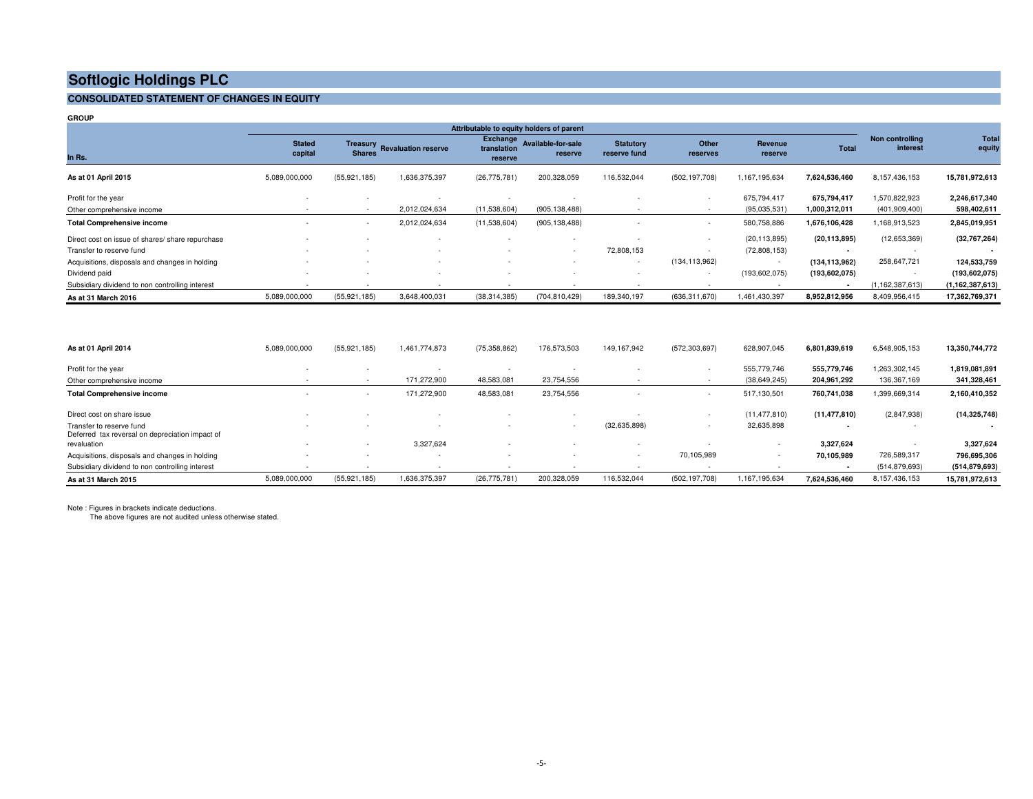# Softlogic Holdings PLC

## CONSOLIDATED STATEMENT OF CHANGES IN EQUITY

**GROUP**

| In Rs. | Stated capital | Treasury Shares | Revaluation reserve | Exchange translation reserve | Available-for-sale reserve | Statutory reserve fund | Other reserves | Revenue reserve | Total | Non controlling interest | Total equity |
|---|---|---|---|---|---|---|---|---|---|---|---|
| | Attributable to equity holders of parent | | | | | | | | | | |
| **As at 01 April 2015** | 5,089,000,000 | (55,921,185) | 1,636,375,397 | (26,775,781) | 200,328,059 | 116,532,044 | (502,197,708) | 1,167,195,634 | **7,624,536,460** | 8,157,436,153 | **15,781,972,613** |
| Profit for the year | - | - | - | - | - | - | - | 675,794,417 | **675,794,417** | 1,570,822,923 | **2,246,617,340** |
| Other comprehensive income | - | - | 2,012,024,634 | (11,538,604) | (905,138,488) | - | - | (95,035,531) | **1,000,312,011** | (401,909,400) | **598,402,611** |
| **Total Comprehensive income** | - | - | 2,012,024,634 | (11,538,604) | (905,138,488) | - | - | 580,758,886 | **1,676,106,428** | 1,168,913,523 | **2,845,019,951** |
| Direct cost on issue of shares/ share repurchase | - | - | - | - | - | - | - | (20,113,895) | **(20,113,895)** | (12,653,369) | **(32,767,264)** |
| Transfer to reserve fund | - | - | - | - | - | 72,808,153 | - | (72,808,153) | **-** | - | **-** |
| Acquisitions, disposals and changes in holding | - | - | - | - | - | - | (134,113,962) | - | **(134,113,962)** | 258,647,721 | **124,533,759** |
| Dividend paid | - | - | - | - | - | - | - | (193,602,075) | **(193,602,075)** | - | **(193,602,075)** |
| Subsidiary dividend to non controlling interest | - | - | - | - | - | - | - | - | **-** | (1,162,387,613) | **(1,162,387,613)** |
| **As at 31 March 2016** | 5,089,000,000 | (55,921,185) | 3,648,400,031 | (38,314,385) | (704,810,429) | 189,340,197 | (636,311,670) | 1,461,430,397 | **8,952,812,956** | 8,409,956,415 | **17,362,769,371** |
| | | | | | | | | | | | |
| **As at 01 April 2014** | 5,089,000,000 | (55,921,185) | 1,461,774,873 | (75,358,862) | 176,573,503 | 149,167,942 | (572,303,697) | 628,907,045 | **6,801,839,619** | 6,548,905,153 | **13,350,744,772** |
| Profit for the year | - | - | - | - | - | - | - | 555,779,746 | **555,779,746** | 1,263,302,145 | **1,819,081,891** |
| Other comprehensive income | - | - | 171,272,900 | 48,583,081 | 23,754,556 | - | - | (38,649,245) | **204,961,292** | 136,367,169 | **341,328,461** |
| **Total Comprehensive income** | - | - | 171,272,900 | 48,583,081 | 23,754,556 | - | - | 517,130,501 | **760,741,038** | 1,399,669,314 | **2,160,410,352** |
| Direct cost on share issue | - | - | - | - | - | - | - | (11,477,810) | **(11,477,810)** | (2,847,938) | **(14,325,748)** |
| Transfer to reserve fund | - | - | - | - | - | (32,635,898) | - | 32,635,898 | **-** | - | **-** |
| Deferred tax reversal on depreciation impact of revaluation | - | - | 3,327,624 | - | - | - | - | - | **3,327,624** | - | **3,327,624** |
| Acquisitions, disposals and changes in holding | - | - | - | - | - | - | 70,105,989 | - | **70,105,989** | 726,589,317 | **796,695,306** |
| Subsidiary dividend to non controlling interest | - | - | - | - | - | - | - | - | **-** | (514,879,693) | **(514,879,693)** |
| **As at 31 March 2015** | 5,089,000,000 | (55,921,185) | 1,636,375,397 | (26,775,781) | 200,328,059 | 116,532,044 | (502,197,708) | 1,167,195,634 | **7,624,536,460** | 8,157,436,153 | **15,781,972,613** |

Note : Figures in brackets indicate deductions.
The above figures are not audited unless otherwise stated.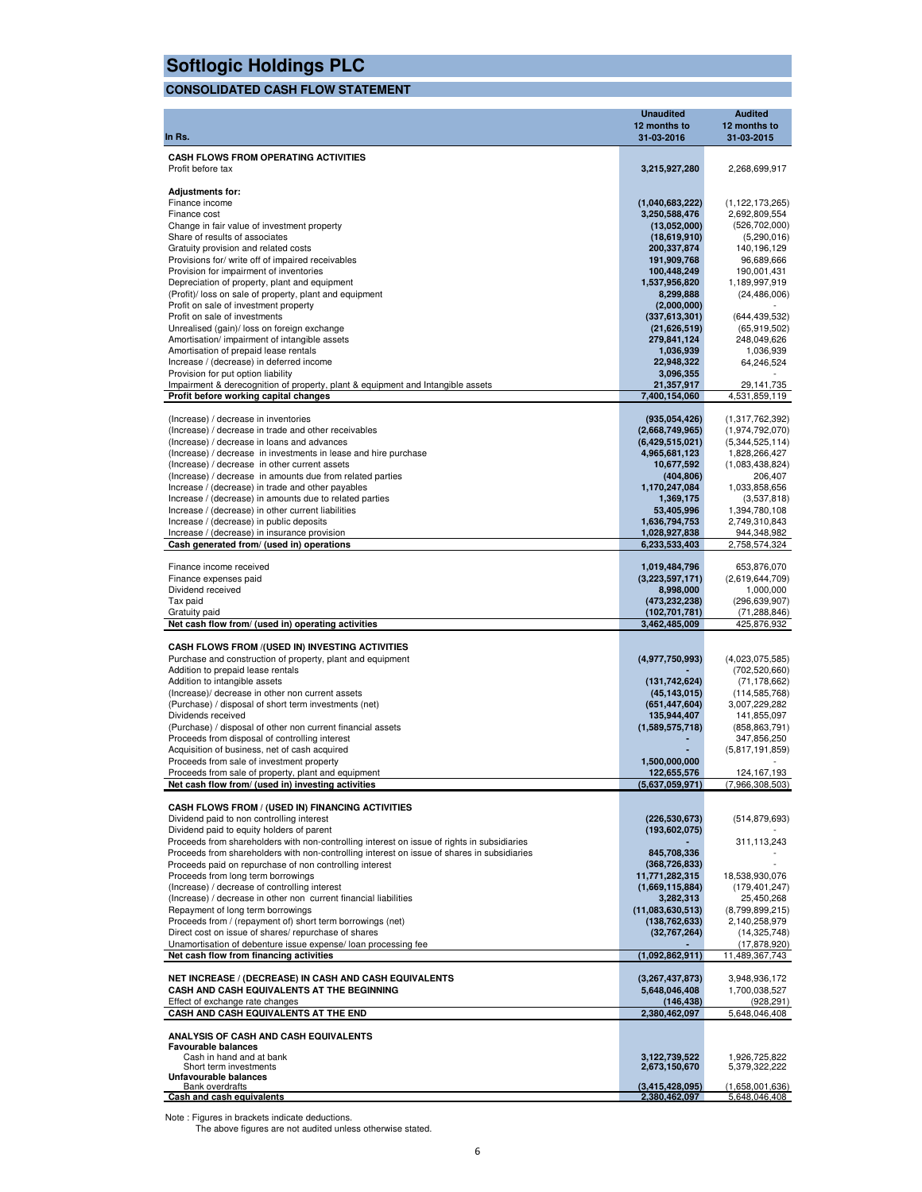# Softlogic Holdings PLC

## CONSOLIDATED CASH FLOW STATEMENT

| In Rs. | Unaudited 12 months to 31-03-2016 | Audited 12 months to 31-03-2015 |
|---|---|---|
| **CASH FLOWS FROM OPERATING ACTIVITIES** | | |
| Profit before tax | **3,215,927,280** | 2,268,699,917 |
| | | |
| **Adjustments for:** | | |
| Finance income | **(1,040,683,222)** | (1,122,173,265) |
| Finance cost | **3,250,588,476** | 2,692,809,554 |
| Change in fair value of investment property | **(13,052,000)** | (526,702,000) |
| Share of results of associates | **(18,619,910)** | (5,290,016) |
| Gratuity provision and related costs | **200,337,874** | 140,196,129 |
| Provisions for/ write off of impaired receivables | **191,909,768** | 96,689,666 |
| Provision for impairment of inventories | **100,448,249** | 190,001,431 |
| Depreciation of property, plant and equipment | **1,537,956,820** | 1,189,997,919 |
| (Profit)/ loss on sale of property, plant and equipment | **8,299,888** | (24,486,006) |
| Profit on sale of investment property | **(2,000,000)** | - |
| Profit on sale of investments | **(337,613,301)** | (644,439,532) |
| Unrealised (gain)/ loss on foreign exchange | **(21,626,519)** | (65,919,502) |
| Amortisation/ impairment of intangible assets | **279,841,124** | 248,049,626 |
| Amortisation of prepaid lease rentals | **1,036,939** | 1,036,939 |
| Increase / (decrease) in deferred income | **22,948,322** | 64,246,524 |
| Provision for put option liability | **3,096,355** | - |
| Impairment & derecognition of property, plant & equipment and Intangible assets | **21,357,917** | 29,141,735 |
| **Profit before working capital changes** | **7,400,154,060** | 4,531,859,119 |
| | | |
| (Increase) / decrease in inventories | **(935,054,426)** | (1,317,762,392) |
| (Increase) / decrease in trade and other receivables | **(2,668,749,965)** | (1,974,792,070) |
| (Increase) / decrease in loans and advances | **(6,429,515,021)** | (5,344,525,114) |
| (Increase) / decrease in investments in lease and hire purchase | **4,965,681,123** | 1,828,266,427 |
| (Increase) / decrease in other current assets | **10,677,592** | (1,083,438,824) |
| (Increase) / decrease in amounts due from related parties | **(404,806)** | 206,407 |
| Increase / (decrease) in trade and other payables | **1,170,247,084** | 1,033,858,656 |
| Increase / (decrease) in amounts due to related parties | **1,369,175** | (3,537,818) |
| Increase / (decrease) in other current liabilities | **53,405,996** | 1,394,780,108 |
| Increase / (decrease) in public deposits | **1,636,794,753** | 2,749,310,843 |
| Increase / (decrease) in insurance provision | **1,028,927,838** | 944,348,982 |
| **Cash generated from/ (used in) operations** | **6,233,533,403** | 2,758,574,324 |
| | | |
| Finance income received | **1,019,484,796** | 653,876,070 |
| Finance expenses paid | **(3,223,597,171)** | (2,619,644,709) |
| Dividend received | **8,998,000** | 1,000,000 |
| Tax paid | **(473,232,238)** | (296,639,907) |
| Gratuity paid | **(102,701,781)** | (71,288,846) |
| **Net cash flow from/ (used in) operating activities** | **3,462,485,009** | 425,876,932 |
| | | |
| **CASH FLOWS FROM /(USED IN) INVESTING ACTIVITIES** | | |
| Purchase and construction of property, plant and equipment | **(4,977,750,993)** | (4,023,075,585) |
| Addition to prepaid lease rentals | **-** | (702,520,660) |
| Addition to intangible assets | **(131,742,624)** | (71,178,662) |
| (Increase)/ decrease in other non current assets | **(45,143,015)** | (114,585,768) |
| (Purchase) / disposal of short term investments (net) | **(651,447,604)** | 3,007,229,282 |
| Dividends received | **135,944,407** | 141,855,097 |
| (Purchase) / disposal of other non current financial assets | **(1,589,575,718)** | (858,863,791) |
| Proceeds from disposal of controlling interest | **-** | 347,856,250 |
| Acquisition of business, net of cash acquired | **-** | (5,817,191,859) |
| Proceeds from sale of investment property | **1,500,000,000** | - |
| Proceeds from sale of property, plant and equipment | **122,655,576** | 124,167,193 |
| **Net cash flow from/ (used in) investing activities** | **(5,637,059,971)** | (7,966,308,503) |
| | | |
| **CASH FLOWS FROM / (USED IN) FINANCING ACTIVITIES** | | |
| Dividend paid to non controlling interest | **(226,530,673)** | (514,879,693) |
| Dividend paid to equity holders of parent | **(193,602,075)** | - |
| Proceeds from shareholders with non-controlling interest on issue of rights in subsidiaries | **-** | 311,113,243 |
| Proceeds from shareholders with non-controlling interest on issue of shares in subsidiaries | **845,708,336** | - |
| Proceeds paid on repurchase of non controlling interest | **(368,726,833)** | - |
| Proceeds from long term borrowings | **11,771,282,315** | 18,538,930,076 |
| (Increase) / decrease of controlling interest | **(1,669,115,884)** | (179,401,247) |
| (Increase) / decrease in other non current financial liabilities | **3,282,313** | 25,450,268 |
| Repayment of long term borrowings | **(11,083,630,513)** | (8,799,899,215) |
| Proceeds from / (repayment of) short term borrowings (net) | **(138,762,633)** | 2,140,258,979 |
| Direct cost on issue of shares/ repurchase of shares | **(32,767,264)** | (14,325,748) |
| Unamortisation of debenture issue expense/ loan processing fee | **-** | (17,878,920) |
| **Net cash flow from financing activities** | **(1,092,862,911)** | 11,489,367,743 |
| | | |
| **NET INCREASE / (DECREASE) IN CASH AND CASH EQUIVALENTS** | **(3,267,437,873)** | 3,948,936,172 |
| **CASH AND CASH EQUIVALENTS AT THE BEGINNING** | **5,648,046,408** | 1,700,038,527 |
| Effect of exchange rate changes | **(146,438)** | (928,291) |
| **CASH AND CASH EQUIVALENTS AT THE END** | **2,380,462,097** | 5,648,046,408 |
| | | |
| **ANALYSIS OF CASH AND CASH EQUIVALENTS** | | |
| **Favourable balances** | | |
| Cash in hand and at bank | **3,122,739,522** | 1,926,725,822 |
| Short term investments | **2,673,150,670** | 5,379,322,222 |
| **Unfavourable balances** | | |
| Bank overdrafts | **(3,415,428,095)** | (1,658,001,636) |
| **Cash and cash equivalents** | **2,380,462,097** | 5,648,046,408 |

Note : Figures in brackets indicate deductions.
The above figures are not audited unless otherwise stated.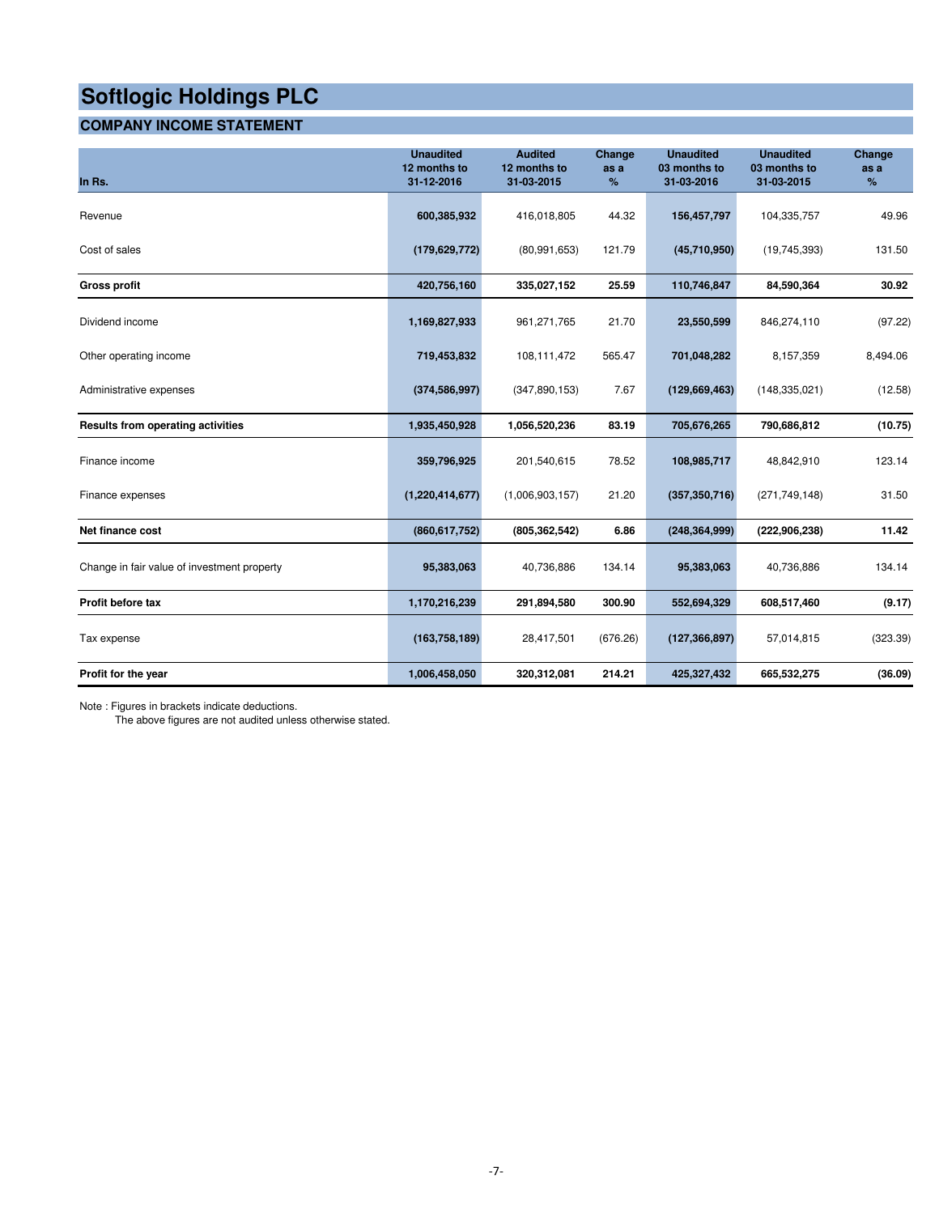# Softlogic Holdings PLC

## COMPANY INCOME STATEMENT

| In Rs. | Unaudited 12 months to 31-12-2016 | Audited 12 months to 31-03-2015 | Change as a % | Unaudited 03 months to 31-03-2016 | Unaudited 03 months to 31-03-2015 | Change as a % |
|---|---|---|---|---|---|---|
| Revenue | **600,385,932** | 416,018,805 | 44.32 | **156,457,797** | 104,335,757 | 49.96 |
| Cost of sales | **(179,629,772)** | (80,991,653) | 121.79 | **(45,710,950)** | (19,745,393) | 131.50 |
| **Gross profit** | **420,756,160** | **335,027,152** | **25.59** | **110,746,847** | **84,590,364** | **30.92** |
| Dividend income | **1,169,827,933** | 961,271,765 | 21.70 | **23,550,599** | 846,274,110 | (97.22) |
| Other operating income | **719,453,832** | 108,111,472 | 565.47 | **701,048,282** | 8,157,359 | 8,494.06 |
| Administrative expenses | **(374,586,997)** | (347,890,153) | 7.67 | **(129,669,463)** | (148,335,021) | (12.58) |
| **Results from operating activities** | **1,935,450,928** | **1,056,520,236** | **83.19** | **705,676,265** | **790,686,812** | **(10.75)** |
| Finance income | **359,796,925** | 201,540,615 | 78.52 | **108,985,717** | 48,842,910 | 123.14 |
| Finance expenses | **(1,220,414,677)** | (1,006,903,157) | 21.20 | **(357,350,716)** | (271,749,148) | 31.50 |
| **Net finance cost** | **(860,617,752)** | **(805,362,542)** | **6.86** | **(248,364,999)** | **(222,906,238)** | **11.42** |
| Change in fair value of investment property | **95,383,063** | 40,736,886 | 134.14 | **95,383,063** | 40,736,886 | 134.14 |
| **Profit before tax** | **1,170,216,239** | **291,894,580** | **300.90** | **552,694,329** | **608,517,460** | **(9.17)** |
| Tax expense | **(163,758,189)** | 28,417,501 | (676.26) | **(127,366,897)** | 57,014,815 | (323.39) |
| **Profit for the year** | **1,006,458,050** | **320,312,081** | **214.21** | **425,327,432** | **665,532,275** | **(36.09)** |

Note : Figures in brackets indicate deductions.
The above figures are not audited unless otherwise stated.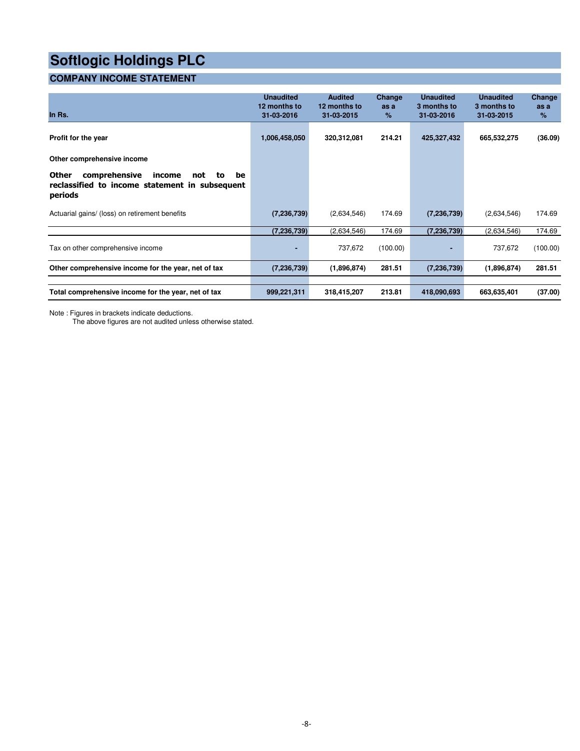# Softlogic Holdings PLC

## COMPANY INCOME STATEMENT

| In Rs. | Unaudited 12 months to 31-03-2016 | Audited 12 months to 31-03-2015 | Change as a % | Unaudited 3 months to 31-03-2016 | Unaudited 3 months to 31-03-2015 | Change as a % |
|---|---|---|---|---|---|---|
| **Profit for the year** | **1,006,458,050** | **320,312,081** | **214.21** | **425,327,432** | **665,532,275** | **(36.09)** |
| **Other comprehensive income** | | | | | | |
| **Other comprehensive income not to be reclassified to income statement in subsequent periods** | | | | | | |
| Actuarial gains/ (loss) on retirement benefits | **(7,236,739)** | (2,634,546) | 174.69 | **(7,236,739)** | (2,634,546) | 174.69 |
| | **(7,236,739)** | (2,634,546) | 174.69 | **(7,236,739)** | (2,634,546) | 174.69 |
| Tax on other comprehensive income | **-** | 737,672 | (100.00) | **-** | 737,672 | (100.00) |
| **Other comprehensive income for the year, net of tax** | **(7,236,739)** | **(1,896,874)** | **281.51** | **(7,236,739)** | **(1,896,874)** | **281.51** |
| **Total comprehensive income for the year, net of tax** | **999,221,311** | **318,415,207** | **213.81** | **418,090,693** | **663,635,401** | **(37.00)** |

Note : Figures in brackets indicate deductions.
The above figures are not audited unless otherwise stated.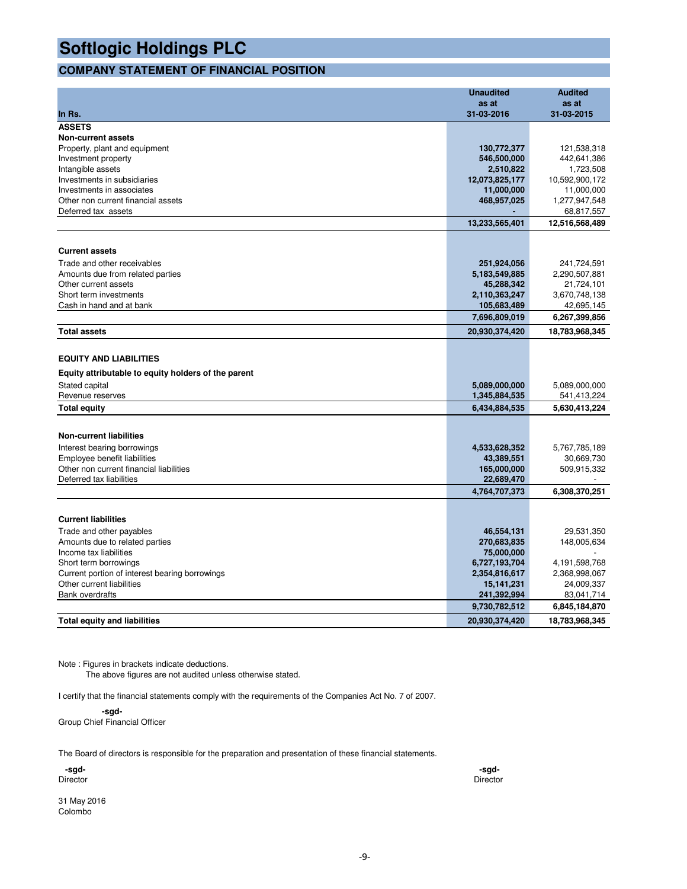# Softlogic Holdings PLC

## COMPANY STATEMENT OF FINANCIAL POSITION

| In Rs. | Unaudited as at 31-03-2016 | Audited as at 31-03-2015 |
|---|---|---|
| **ASSETS** | | |
| **Non-current assets** | | |
| Property, plant and equipment | **130,772,377** | 121,538,318 |
| Investment property | **546,500,000** | 442,641,386 |
| Intangible assets | **2,510,822** | 1,723,508 |
| Investments in subsidiaries | **12,073,825,177** | 10,592,900,172 |
| Investments in associates | **11,000,000** | 11,000,000 |
| Other non current financial assets | **468,957,025** | 1,277,947,548 |
| Deferred tax assets | **-** | 68,817,557 |
| | **13,233,565,401** | **12,516,568,489** |
| **Current assets** | | |
| Trade and other receivables | **251,924,056** | 241,724,591 |
| Amounts due from related parties | **5,183,549,885** | 2,290,507,881 |
| Other current assets | **45,288,342** | 21,724,101 |
| Short term investments | **2,110,363,247** | 3,670,748,138 |
| Cash in hand and at bank | **105,683,489** | 42,695,145 |
| | **7,696,809,019** | **6,267,399,856** |
| **Total assets** | **20,930,374,420** | **18,783,968,345** |
| **EQUITY AND LIABILITIES** | | |
| **Equity attributable to equity holders of the parent** | | |
| Stated capital | **5,089,000,000** | 5,089,000,000 |
| Revenue reserves | **1,345,884,535** | 541,413,224 |
| **Total equity** | **6,434,884,535** | **5,630,413,224** |
| **Non-current liabilities** | | |
| Interest bearing borrowings | **4,533,628,352** | 5,767,785,189 |
| Employee benefit liabilities | **43,389,551** | 30,669,730 |
| Other non current financial liabilities | **165,000,000** | 509,915,332 |
| Deferred tax liabilities | **22,689,470** | - |
| | **4,764,707,373** | **6,308,370,251** |
| **Current liabilities** | | |
| Trade and other payables | **46,554,131** | 29,531,350 |
| Amounts due to related parties | **270,683,835** | 148,005,634 |
| Income tax liabilities | **75,000,000** | - |
| Short term borrowings | **6,727,193,704** | 4,191,598,768 |
| Current portion of interest bearing borrowings | **2,354,816,617** | 2,368,998,067 |
| Other current liabilities | **15,141,231** | 24,009,337 |
| Bank overdrafts | **241,392,994** | 83,041,714 |
| | **9,730,782,512** | **6,845,184,870** |
| **Total equity and liabilities** | **20,930,374,420** | **18,783,968,345** |

Note : Figures in brackets indicate deductions.
The above figures are not audited unless otherwise stated.

I certify that the financial statements comply with the requirements of the Companies Act No. 7 of 2007.

**-sgd-**
Group Chief Financial Officer

The Board of directors is responsible for the preparation and presentation of these financial statements.

**-sgd-**
Director

**-sgd-**
Director

31 May 2016
Colombo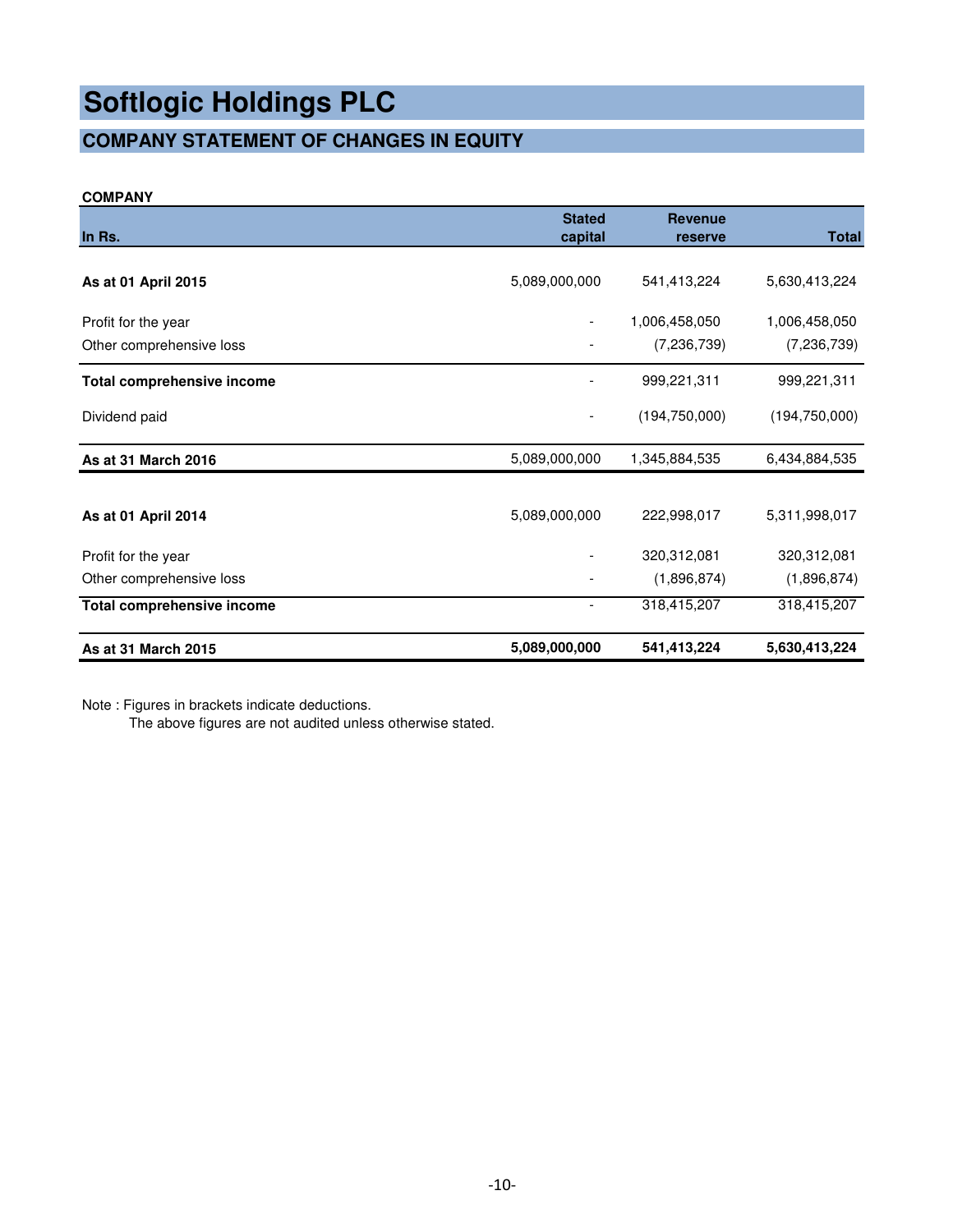# Softlogic Holdings PLC

## COMPANY STATEMENT OF CHANGES IN EQUITY

**COMPANY**

| In Rs. | Stated capital | Revenue reserve | Total |
|---|---|---|---|
| **As at 01 April 2015** | 5,089,000,000 | 541,413,224 | 5,630,413,224 |
| Profit for the year | - | 1,006,458,050 | 1,006,458,050 |
| Other comprehensive loss | - | (7,236,739) | (7,236,739) |
| **Total comprehensive income** | - | 999,221,311 | 999,221,311 |
| Dividend paid | - | (194,750,000) | (194,750,000) |
| **As at 31 March 2016** | 5,089,000,000 | 1,345,884,535 | 6,434,884,535 |
| | | | |
| **As at 01 April 2014** | 5,089,000,000 | 222,998,017 | 5,311,998,017 |
| Profit for the year | - | 320,312,081 | 320,312,081 |
| Other comprehensive loss | - | (1,896,874) | (1,896,874) |
| **Total comprehensive income** | - | 318,415,207 | 318,415,207 |
| **As at 31 March 2015** | **5,089,000,000** | **541,413,224** | **5,630,413,224** |

Note : Figures in brackets indicate deductions.
The above figures are not audited unless otherwise stated.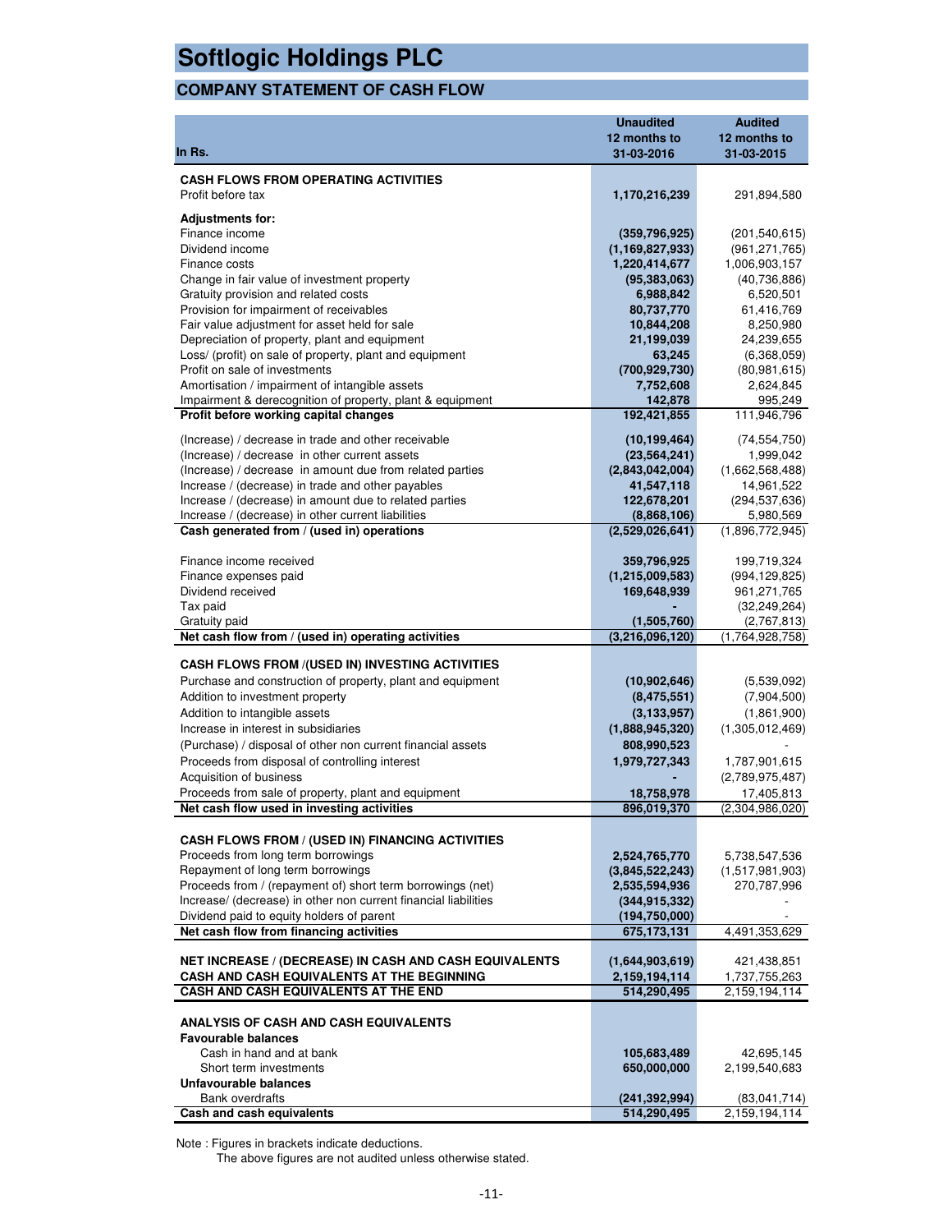# Softlogic Holdings PLC

## COMPANY STATEMENT OF CASH FLOW

| In Rs. | Unaudited 12 months to 31-03-2016 | Audited 12 months to 31-03-2015 |
|---|---|---|
| **CASH FLOWS FROM OPERATING ACTIVITIES** | | |
| Profit before tax | **1,170,216,239** | 291,894,580 |
| **Adjustments for:** | | |
| Finance income | **(359,796,925)** | (201,540,615) |
| Dividend income | **(1,169,827,933)** | (961,271,765) |
| Finance costs | **1,220,414,677** | 1,006,903,157 |
| Change in fair value of investment property | **(95,383,063)** | (40,736,886) |
| Gratuity provision and related costs | **6,988,842** | 6,520,501 |
| Provision for impairment of receivables | **80,737,770** | 61,416,769 |
| Fair value adjustment for asset held for sale | **10,844,208** | 8,250,980 |
| Depreciation of property, plant and equipment | **21,199,039** | 24,239,655 |
| Loss/ (profit) on sale of property, plant and equipment | **63,245** | (6,368,059) |
| Profit on sale of investments | **(700,929,730)** | (80,981,615) |
| Amortisation / impairment of intangible assets | **7,752,608** | 2,624,845 |
| Impairment & derecognition of property, plant & equipment | **142,878** | 995,249 |
| **Profit before working capital changes** | **192,421,855** | 111,946,796 |
| (Increase) / decrease in trade and other receivable | **(10,199,464)** | (74,554,750) |
| (Increase) / decrease in other current assets | **(23,564,241)** | 1,999,042 |
| (Increase) / decrease in amount due from related parties | **(2,843,042,004)** | (1,662,568,488) |
| Increase / (decrease) in trade and other payables | **41,547,118** | 14,961,522 |
| Increase / (decrease) in amount due to related parties | **122,678,201** | (294,537,636) |
| Increase / (decrease) in other current liabilities | **(8,868,106)** | 5,980,569 |
| **Cash generated from / (used in) operations** | **(2,529,026,641)** | (1,896,772,945) |
| Finance income received | **359,796,925** | 199,719,324 |
| Finance expenses paid | **(1,215,009,583)** | (994,129,825) |
| Dividend received | **169,648,939** | 961,271,765 |
| Tax paid | **-** | (32,249,264) |
| Gratuity paid | **(1,505,760)** | (2,767,813) |
| **Net cash flow from / (used in) operating activities** | **(3,216,096,120)** | (1,764,928,758) |
| **CASH FLOWS FROM /(USED IN) INVESTING ACTIVITIES** | | |
| Purchase and construction of property, plant and equipment | **(10,902,646)** | (5,539,092) |
| Addition to investment property | **(8,475,551)** | (7,904,500) |
| Addition to intangible assets | **(3,133,957)** | (1,861,900) |
| Increase in interest in subsidiaries | **(1,888,945,320)** | (1,305,012,469) |
| (Purchase) / disposal of other non current financial assets | **808,990,523** | - |
| Proceeds from disposal of controlling interest | **1,979,727,343** | 1,787,901,615 |
| Acquisition of business | **-** | (2,789,975,487) |
| Proceeds from sale of property, plant and equipment | **18,758,978** | 17,405,813 |
| **Net cash flow used in investing activities** | **896,019,370** | (2,304,986,020) |
| **CASH FLOWS FROM / (USED IN) FINANCING ACTIVITIES** | | |
| Proceeds from long term borrowings | **2,524,765,770** | 5,738,547,536 |
| Repayment of long term borrowings | **(3,845,522,243)** | (1,517,981,903) |
| Proceeds from / (repayment of) short term borrowings (net) | **2,535,594,936** | 270,787,996 |
| Increase/ (decrease) in other non current financial liabilities | **(344,915,332)** | - |
| Dividend paid to equity holders of parent | **(194,750,000)** | - |
| **Net cash flow from financing activities** | **675,173,131** | 4,491,353,629 |
| **NET INCREASE / (DECREASE) IN CASH AND CASH EQUIVALENTS** | **(1,644,903,619)** | 421,438,851 |
| **CASH AND CASH EQUIVALENTS AT THE BEGINNING** | **2,159,194,114** | 1,737,755,263 |
| **CASH AND CASH EQUIVALENTS AT THE END** | **514,290,495** | 2,159,194,114 |
| **ANALYSIS OF CASH AND CASH EQUIVALENTS** | | |
| **Favourable balances** | | |
| Cash in hand and at bank | **105,683,489** | 42,695,145 |
| Short term investments | **650,000,000** | 2,199,540,683 |
| **Unfavourable balances** | | |
| Bank overdrafts | **(241,392,994)** | (83,041,714) |
| **Cash and cash equivalents** | **514,290,495** | 2,159,194,114 |

Note : Figures in brackets indicate deductions.
The above figures are not audited unless otherwise stated.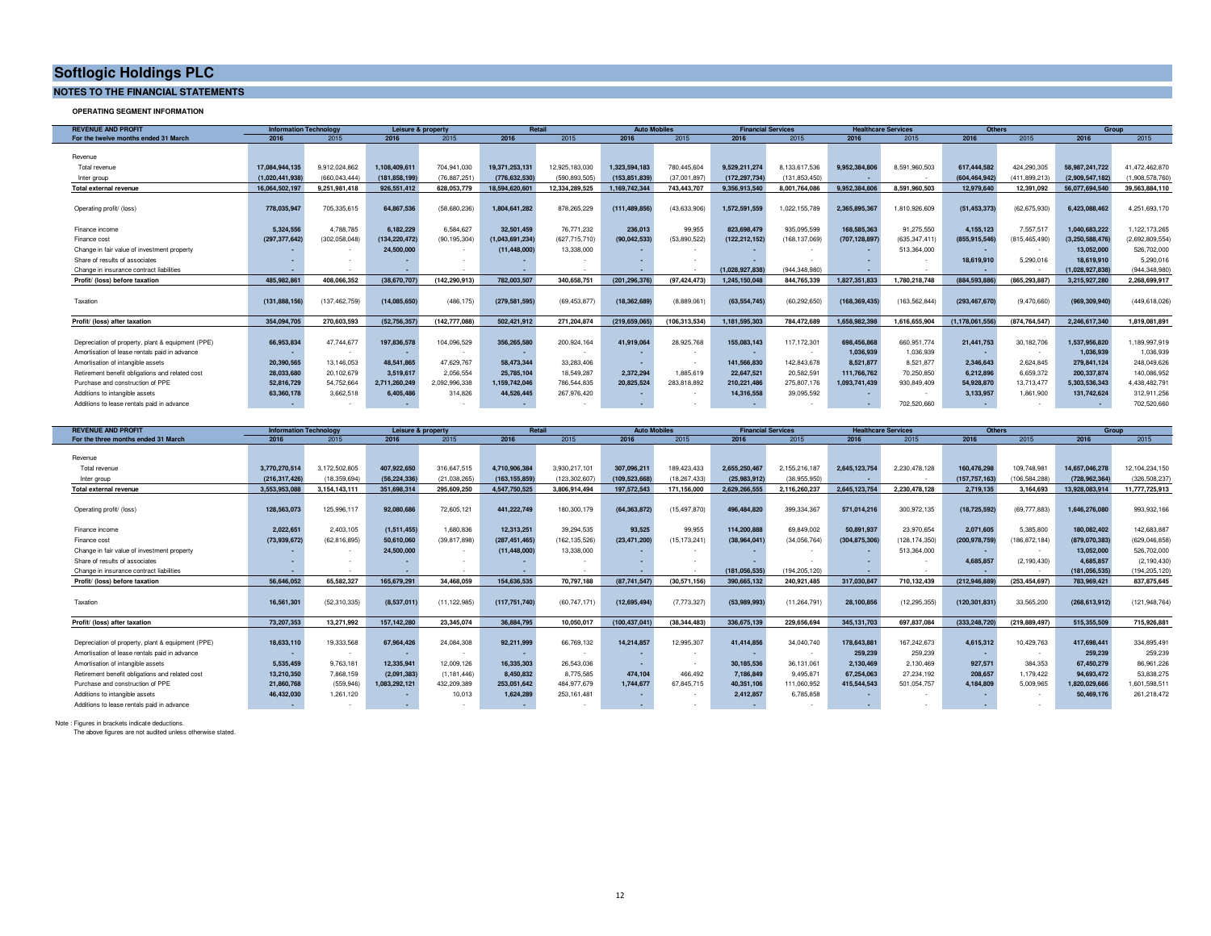# Softlogic Holdings PLC

## NOTES TO THE FINANCIAL STATEMENTS

### OPERATING SEGMENT INFORMATION

| REVENUE AND PROFIT | Information Technology | | Leisure & property | | Retail | | Auto Mobiles | | Financial Services | | Healthcare Services | | Others | | Group | |
|---|---|---|---|---|---|---|---|---|---|---|---|---|---|---|---|---|
| For the twelve months ended 31 March | 2016 | 2015 | 2016 | 2015 | 2016 | 2015 | 2016 | 2015 | 2016 | 2015 | 2016 | 2015 | 2016 | 2015 | 2016 | 2015 |
| Revenue | | | | | | | | | | | | | | | | |
| Total revenue | 17,084,944,135 | 9,912,024,862 | 1,108,409,611 | 704,941,030 | 19,371,253,131 | 12,925,183,030 | 1,323,594,183 | 780,445,604 | 9,529,211,274 | 8,133,617,536 | 9,952,384,806 | 8,591,960,503 | 617,444,582 | 424,290,305 | 58,987,241,722 | 41,472,462,870 |
| Inter group | (1,020,441,938) | (660,043,444) | (181,858,199) | (76,887,251) | (776,632,530) | (590,893,505) | (153,851,839) | (37,001,897) | (172,297,734) | (131,853,450) | - | - | (604,464,942) | (411,899,213) | (2,909,547,182) | (1,908,578,760) |
| **Total external revenue** | 16,064,502,197 | 9,251,981,418 | 926,551,412 | 628,053,779 | 18,594,620,601 | 12,334,289,525 | 1,169,742,344 | 743,443,707 | 9,356,913,540 | 8,001,764,086 | 9,952,384,806 | 8,591,960,503 | 12,979,640 | 12,391,092 | 56,077,694,540 | 39,563,884,110 |
| Operating profit/ (loss) | 778,035,947 | 705,335,615 | 64,867,536 | (58,680,236) | 1,804,641,282 | 878,265,229 | (111,489,856) | (43,633,906) | 1,572,591,559 | 1,022,155,789 | 2,365,895,367 | 1,810,926,609 | (51,453,373) | (62,675,930) | 6,423,088,462 | 4,251,693,170 |
| Finance income | 5,324,556 | 4,788,785 | 6,182,229 | 6,584,627 | 32,501,459 | 76,771,232 | 236,013 | 99,955 | 823,698,479 | 935,095,599 | 168,585,363 | 91,275,550 | 4,155,123 | 7,557,517 | 1,040,683,222 | 1,122,173,265 |
| Finance cost | (297,377,642) | (302,058,048) | (134,220,472) | (90,195,304) | (1,043,691,234) | (627,715,710) | (90,042,533) | (53,890,522) | (122,212,152) | (168,137,069) | (707,128,897) | (635,347,411) | (855,915,546) | (815,465,490) | (3,250,588,476) | (2,692,809,554) |
| Change in fair value of investment property | - | - | 24,500,000 | - | (11,448,000) | 13,338,000 | - | - | - | - | - | 513,364,000 | - | - | 13,052,000 | 526,702,000 |
| Share of results of associates | - | - | - | - | - | - | - | - | - | - | - | - | 18,619,910 | 5,290,016 | 18,619,910 | 5,290,016 |
| Change in insurance contract liabilities | - | - | - | - | - | - | - | - | (1,028,927,838) | (944,348,980) | - | - | - | - | (1,028,927,838) | (944,348,980) |
| **Profit/ (loss) before taxation** | 485,982,861 | 408,066,352 | (38,670,707) | (142,290,913) | 782,003,507 | 340,658,751 | (201,296,376) | (97,424,473) | 1,245,150,048 | 844,765,339 | 1,827,351,833 | 1,780,218,748 | (884,593,886) | (865,293,887) | 3,215,927,280 | 2,268,699,917 |
| Taxation | (131,888,156) | (137,462,759) | (14,085,650) | (486,175) | (279,581,595) | (69,453,877) | (18,362,689) | (8,889,061) | (63,554,745) | (60,292,650) | (168,369,435) | (163,562,844) | (293,467,670) | (9,470,660) | (969,309,940) | (449,618,026) |
| **Profit/ (loss) after taxation** | 354,094,705 | 270,603,593 | (52,756,357) | (142,777,088) | 502,421,912 | 271,204,874 | (219,659,065) | (106,313,534) | 1,181,595,303 | 784,472,689 | 1,658,982,398 | 1,616,655,904 | (1,178,061,556) | (874,764,547) | 2,246,617,340 | 1,819,081,891 |
| Depreciation of property, plant & equipment (PPE) | 66,953,834 | 47,744,677 | 197,836,578 | 104,096,529 | 356,265,580 | 200,924,164 | 41,919,064 | 28,925,768 | 155,083,143 | 117,172,301 | 698,456,868 | 660,951,774 | 21,441,753 | 30,182,706 | 1,537,956,820 | 1,189,997,919 |
| Amortisation of lease rentals paid in advance | - | - | - | - | - | - | - | - | - | - | 1,036,939 | 1,036,939 | - | - | 1,036,939 | 1,036,939 |
| Amortisation of intangible assets | 20,390,565 | 13,146,053 | 48,541,865 | 47,629,767 | 58,473,344 | 33,283,406 | - | - | 141,566,830 | 142,843,678 | 8,521,877 | 8,521,877 | 2,346,643 | 2,624,845 | 279,841,124 | 248,049,626 |
| Retirement benefit obligations and related cost | 28,033,680 | 20,102,679 | 3,519,617 | 2,056,554 | 25,785,104 | 18,549,287 | 2,372,294 | 1,885,619 | 22,647,521 | 20,582,591 | 111,766,762 | 70,250,850 | 6,212,896 | 6,659,372 | 200,337,874 | 140,086,952 |
| Purchase and construction of PPE | 52,816,729 | 54,752,664 | 2,711,260,249 | 2,092,996,338 | 1,159,742,046 | 786,544,835 | 20,825,524 | 283,818,892 | 210,221,486 | 275,807,176 | 1,093,741,439 | 930,849,409 | 54,928,870 | 13,713,477 | 5,303,536,343 | 4,438,482,791 |
| Additions to intangible assets | 63,360,178 | 3,662,518 | 6,405,486 | 314,826 | 44,526,445 | 267,976,420 | - | - | 14,316,558 | 39,095,592 | - | - | 3,133,957 | 1,861,900 | 131,742,624 | 312,911,256 |
| Additions to lease rentals paid in advance | - | - | - | - | - | - | - | - | - | - | - | 702,520,660 | - | - | - | 702,520,660 |

| REVENUE AND PROFIT | Information Technology | | Leisure & property | | Retail | | Auto Mobiles | | Financial Services | | Healthcare Services | | Others | | Group | |
|---|---|---|---|---|---|---|---|---|---|---|---|---|---|---|---|---|
| For the three months ended 31 March | 2016 | 2015 | 2016 | 2015 | 2016 | 2015 | 2016 | 2015 | 2016 | 2015 | 2016 | 2015 | 2016 | 2015 | 2016 | 2015 |
| Revenue | | | | | | | | | | | | | | | | |
| Total revenue | 3,770,270,514 | 3,172,502,805 | 407,922,650 | 316,647,515 | 4,710,906,384 | 3,930,217,101 | 307,096,211 | 189,423,433 | 2,655,250,467 | 2,155,216,187 | 2,645,123,754 | 2,230,478,128 | 160,476,298 | 109,748,981 | 14,657,046,278 | 12,104,234,150 |
| Inter group | (216,317,426) | (18,359,694) | (56,224,336) | (21,038,265) | (163,155,859) | (123,302,607) | (109,523,668) | (18,267,433) | (25,983,912) | (38,955,950) | - | - | (157,757,163) | (106,584,288) | (728,962,364) | (326,508,237) |
| **Total external revenue** | 3,553,953,088 | 3,154,143,111 | 351,698,314 | 295,609,250 | 4,547,750,525 | 3,806,914,494 | 197,572,543 | 171,156,000 | 2,629,266,555 | 2,116,260,237 | 2,645,123,754 | 2,230,478,128 | 2,719,135 | 3,164,693 | 13,928,083,914 | 11,777,725,913 |
| Operating profit/ (loss) | 128,563,073 | 125,996,117 | 92,080,686 | 72,605,121 | 441,222,749 | 180,300,179 | (64,363,872) | (15,497,870) | 496,484,820 | 399,334,367 | 571,014,216 | 300,972,135 | (18,725,592) | (69,777,883) | 1,646,276,080 | 993,932,166 |
| Finance income | 2,022,651 | 2,403,105 | (1,511,455) | 1,680,836 | 12,313,251 | 39,294,535 | 93,525 | 99,955 | 114,200,888 | 69,849,002 | 50,891,937 | 23,970,654 | 2,071,605 | 5,385,800 | 180,082,402 | 142,683,887 |
| Finance cost | (73,939,672) | (62,816,895) | 50,610,060 | (39,817,898) | (287,451,465) | (162,135,526) | (23,471,200) | (15,173,241) | (38,964,041) | (34,056,764) | (304,875,306) | (128,174,350) | (200,978,759) | (186,872,184) | (879,070,383) | (629,046,858) |
| Change in fair value of investment property | - | - | 24,500,000 | - | (11,448,000) | 13,338,000 | - | - | - | - | - | 513,364,000 | - | - | 13,052,000 | 526,702,000 |
| Share of results of associates | - | - | - | - | - | - | - | - | - | - | - | - | 4,685,857 | (2,190,430) | 4,685,857 | (2,190,430) |
| Change in insurance contract liabilities | - | - | - | - | - | - | - | - | (181,056,535) | (194,205,120) | - | - | - | - | (181,056,535) | (194,205,120) |
| **Profit/ (loss) before taxation** | 56,646,052 | 65,582,327 | 165,679,291 | 34,468,059 | 154,636,535 | 70,797,188 | (87,741,547) | (30,571,156) | 390,665,132 | 240,921,485 | 317,030,847 | 710,132,439 | (212,946,889) | (253,454,697) | 783,969,421 | 837,875,645 |
| Taxation | 16,561,301 | (52,310,335) | (8,537,011) | (11,122,985) | (117,751,740) | (60,747,171) | (12,695,494) | (7,773,327) | (53,989,993) | (11,264,791) | 28,100,856 | (12,295,355) | (120,301,831) | 33,565,200 | (268,613,912) | (121,948,764) |
| **Profit/ (loss) after taxation** | 73,207,353 | 13,271,992 | 157,142,280 | 23,345,074 | 36,884,795 | 10,050,017 | (100,437,041) | (38,344,483) | 336,675,139 | 229,656,694 | 345,131,703 | 697,837,084 | (333,248,720) | (219,889,497) | 515,355,509 | 715,926,881 |
| Depreciation of property, plant & equipment (PPE) | 18,633,110 | 19,333,568 | 67,964,426 | 24,084,308 | 92,211,999 | 66,769,132 | 14,214,857 | 12,995,307 | 41,414,856 | 34,040,740 | 178,643,881 | 167,242,673 | 4,615,312 | 10,429,763 | 417,698,441 | 334,895,491 |
| Amortisation of lease rentals paid in advance | - | - | - | - | - | - | - | - | - | - | 259,239 | 259,239 | - | - | 259,239 | 259,239 |
| Amortisation of intangible assets | 5,535,459 | 9,763,181 | 12,335,941 | 12,009,126 | 16,335,303 | 26,543,036 | - | - | 30,185,536 | 36,131,061 | 2,130,469 | 2,130,469 | 927,571 | 384,353 | 67,450,279 | 86,961,226 |
| Retirement benefit obligations and related cost | 13,210,350 | 7,868,159 | (2,091,383) | (1,181,446) | 8,450,832 | 8,775,585 | 474,104 | 466,492 | 7,186,849 | 9,495,871 | 67,254,063 | 27,234,192 | 208,657 | 1,179,422 | 94,693,472 | 53,838,275 |
| Purchase and construction of PPE | 21,860,768 | (559,946) | 1,083,292,121 | 432,209,389 | 253,051,642 | 484,977,679 | 1,744,677 | 67,845,715 | 40,351,106 | 111,060,952 | 415,544,543 | 501,054,757 | 4,184,809 | 5,009,965 | 1,820,029,666 | 1,601,598,511 |
| Additions to intangible assets | 46,432,030 | 1,261,120 | - | 10,013 | 1,624,289 | 253,161,481 | - | - | 2,412,857 | 6,785,858 | - | - | - | - | 50,469,176 | 261,218,472 |
| Additions to lease rentals paid in advance | - | - | - | - | - | - | - | - | - | - | - | - | - | - | - | - |

Note : Figures in brackets indicate deductions.
The above figures are not audited unless otherwise stated.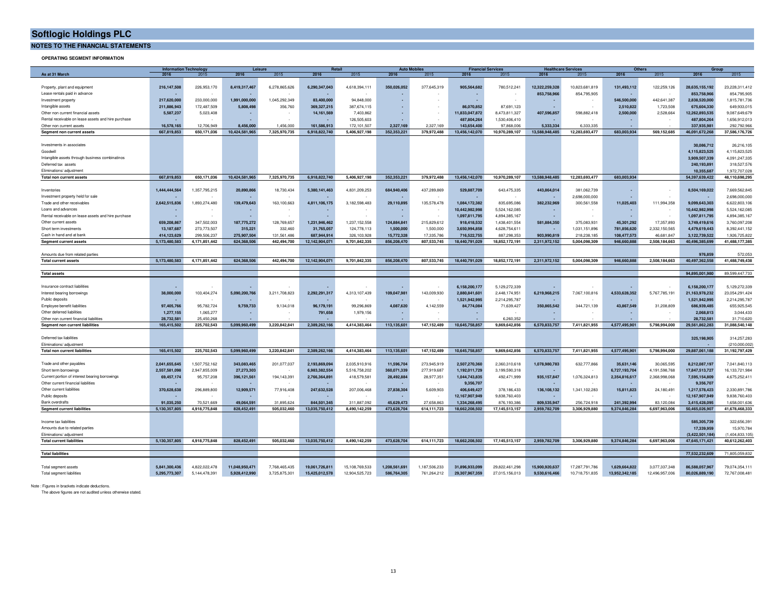# Softlogic Holdings PLC

## NOTES TO THE FINANCIAL STATEMENTS

### OPERATING SEGMENT INFORMATION

| As at 31 March | Information Technology | | Leisure | | Retail | | Auto Mobiles | | Financial Services | | Healthcare Services | | Others | | Group | |
|---|---|---|---|---|---|---|---|---|---|---|---|---|---|---|---|---|
| | **2016** | 2015 | **2016** | 2015 | **2016** | 2015 | **2016** | 2015 | **2016** | 2015 | **2016** | 2015 | **2016** | 2015 | **2016** | 2015 |
| Property, plant and equipment | **216,147,508** | 226,953,170 | **8,419,317,467** | 6,278,865,626 | **6,290,347,043** | 4,618,394,111 | **350,026,052** | 377,645,319 | **905,564,682** | 780,512,241 | **12,322,259,328** | 10,823,681,819 | **131,493,112** | 122,259,126 | **28,635,155,192** | 23,228,311,412 |
| Lease rentals paid in advance | **-** | - | **-** | - | **-** | - | **-** | - | **-** | - | **853,758,966** | 854,795,905 | **-** | - | **853,758,966** | 854,795,905 |
| Investment property | **217,620,000** | 233,000,000 | **1,991,000,000** | 1,045,292,349 | **83,400,000** | 94,848,000 | **-** | - | **-** | - | **-** | - | **546,500,000** | 442,641,387 | **2,838,520,000** | 1,815,781,736 |
| Intangible assets | **211,886,943** | 172,487,509 | **5,808,498** | 356,760 | **369,327,215** | 387,674,115 | **-** | - | **86,070,852** | 87,691,123 | **-** | - | **2,510,822** | 1,723,508 | **675,604,330** | 649,933,015 |
| Other non current financial assets | **5,587,237** | 5,023,408 | **-** | - | **14,161,569** | 7,403,862 | **-** | - | **11,833,047,872** | 8,473,811,327 | **407,596,857** | 598,882,418 | **2,500,000** | 2,528,664 | **12,262,893,535** | 9,087,649,679 |
| Rental receivable on lease assets and hire purchase | **-** | - | **-** | - | **-** | 126,505,603 | **-** | - | **487,804,264** | 1,530,406,410 | **-** | - | **-** | - | **487,804,264** | 1,656,912,013 |
| Other non current assets | **16,578,165** | 12,706,949 | **8,456,000** | 1,456,000 | **161,586,913** | 172,101,507 | **2,327,169** | 2,327,169 | **143,654,400** | 97,868,006 | **5,333,334** | 6,333,335 | **-** | - | **337,935,981** | 292,792,966 |
| **Segment non current assets** | **667,819,853** | **650,171,036** | **10,424,581,965** | **7,325,970,735** | **6,918,822,740** | **5,406,927,198** | **352,353,221** | **379,972,488** | **13,456,142,070** | **10,970,289,107** | **13,588,948,485** | **12,283,693,477** | **683,003,934** | **569,152,685** | **46,091,672,268** | **37,586,176,726** |
| | | | | | | | | | | | | | | | | |
| Investments in associates | | | | | | | | | | | | | | | **30,086,712** | 26,216,105 |
| Goodwill | | | | | | | | | | | | | | | **4,115,823,525** | 4,115,823,525 |
| Intangible assets through business combinations | | | | | | | | | | | | | | | **3,909,507,339** | 4,091,247,335 |
| Deferred tax assets | | | | | | | | | | | | | | | **240,193,891** | 318,527,576 |
| Eliminations/ adjustment | | | | | | | | | | | | | | | **10,355,687** | 1,972,707,028 |
| **Total non current assets** | **667,819,853** | **650,171,036** | **10,424,581,965** | **7,325,970,735** | **6,918,822,740** | **5,406,927,198** | **352,353,221** | **379,972,488** | **13,456,142,070** | **10,970,289,107** | **13,588,948,485** | **12,283,693,477** | **683,003,934** | | **54,397,639,422** | **48,110,698,295** |
| | | | | | | | | | | | | | | | | |
| Inventories | **1,444,444,564** | 1,357,795,215 | **20,890,866** | 18,730,434 | **5,380,141,463** | 4,831,209,253 | **684,940,406** | 437,289,869 | **529,887,709** | 643,475,335 | **443,864,014** | 381,062,739 | **-** | - | **8,504,169,022** | 7,669,562,845 |
| Investment property held for sale | **-** | - | **-** | - | **-** | - | **-** | - | **-** | - | **-** | 2,698,000,000 | **-** | - | **-** | 2,698,000,000 |
| Trade and other receivables | **2,642,515,836** | 1,893,274,480 | **139,479,643** | 163,100,663 | **4,811,106,175** | 3,182,598,483 | **29,110,895** | 135,578,478 | **1,084,172,382** | 835,695,086 | **382,232,969** | 300,561,558 | **11,025,403** | 111,994,358 | **9,099,643,303** | 6,622,803,106 |
| Loans and advances | **-** | - | **-** | - | **-** | - | **-** | - | **10,442,982,998** | 5,524,162,085 | **-** | - | **-** | - | **10,442,982,998** | 5,524,162,085 |
| Rental receivable on lease assets and hire purchase | **-** | - | **-** | - | **-** | - | **-** | - | **1,097,811,795** | 4,894,385,167 | **-** | - | **-** | - | **1,097,811,795** | 4,894,385,167 |
| Other current assets | **659,208,867** | 347,502,003 | **187,775,272** | 128,769,657 | **1,231,946,462** | 1,237,152,558 | **124,884,841** | 215,829,612 | **918,418,532** | 1,438,401,554 | **581,884,350** | 375,083,931 | **45,301,292** | 17,357,893 | **3,749,419,616** | 3,760,097,208 |
| Short term investments | **13,187,687** | 273,773,507 | **315,221** | 332,460 | **31,765,057** | 124,778,113 | **1,500,000** | 1,500,000 | **3,650,994,858** | 4,628,754,611 | **-** | 1,031,151,896 | **781,856,620** | 2,332,150,565 | **4,479,619,443** | 8,392,441,152 |
| Cash in hand and at bank | **414,123,629** | 299,506,237 | **275,907,504** | 131,561,486 | **687,944,914** | 326,103,928 | **15,772,328** | 17,335,786 | **716,522,755** | 887,298,353 | **903,990,819** | 218,238,185 | **108,477,573** | 46,681,847 | **3,122,739,522** | 1,926,725,822 |
| **Segment current assets** | **5,173,480,583** | **4,171,851,442** | **624,368,506** | **442,494,700** | **12,142,904,071** | **9,701,842,335** | **856,208,470** | **807,533,745** | **18,440,791,029** | **18,852,172,191** | **2,311,972,152** | **5,004,098,309** | **946,660,888** | **2,508,184,663** | **40,496,385,699** | **41,488,177,385** |
| | | | | | | | | | | | | | | | | |
| Amounts due from related parties | | | | | | | | | | | | | | | **976,859** | 572,053 |
| **Total current assets** | **5,173,480,583** | **4,171,851,442** | **624,368,506** | **442,494,700** | **12,142,904,071** | **9,701,842,335** | **856,208,470** | **807,533,745** | **18,440,791,029** | **18,852,172,191** | **2,311,972,152** | **5,004,098,309** | **946,660,888** | **2,508,184,663** | **40,497,362,558** | **41,488,749,438** |
| | | | | | | | | | | | | | | | | |
| **Total assets** | | | | | | | | | | | | | | | **94,895,001,980** | **89,599,447,733** |
| | | | | | | | | | | | | | | | | |
| Insurance contract liabilities | **-** | - | **-** | - | **-** | - | **-** | - | **6,158,200,177** | 5,129,272,339 | **-** | - | **-** | - | **6,158,200,177** | 5,129,272,339 |
| Interest bearing borrowings | **38,000,000** | 103,404,274 | **5,090,200,766** | 3,211,708,823 | **2,292,291,317** | 4,313,107,439 | **109,047,981** | 143,009,930 | **2,880,841,601** | 2,448,174,951 | **6,219,968,215** | 7,067,100,816 | **4,533,628,352** | 5,767,785,191 | **21,163,978,232** | 23,054,291,424 |
| Public deposits | **-** | - | **-** | - | **-** | - | **-** | - | **1,521,942,995** | 2,214,295,787 | **-** | - | **-** | - | **1,521,942,995** | 2,214,295,787 |
| Employee benefit liabilities | **97,405,766** | 95,782,724 | **9,759,733** | 9,134,018 | **96,179,191** | 99,296,869 | **4,087,620** | 4,142,559 | **84,774,084** | 71,639,427 | **350,865,542** | 344,721,139 | **43,867,549** | 31,208,809 | **686,939,485** | 655,925,545 |
| Other deferred liabilities | **1,277,155** | 1,065,277 | **-** | - | **791,658** | 1,979,156 | **-** | - | **-** | - | **-** | - | **-** | - | **2,068,813** | 3,044,433 |
| Other non current financial liabilities | **28,732,581** | 25,450,268 | **-** | - | **-** | - | **-** | - | **-** | 6,260,352 | **-** | - | **-** | - | **28,732,581** | 31,710,620 |
| **Segment non current liabilities** | **165,415,502** | **225,702,543** | **5,099,960,499** | **3,220,842,841** | **2,389,262,166** | **4,414,383,464** | **113,135,601** | **147,152,489** | **10,645,758,857** | **9,869,642,856** | **6,570,833,757** | **7,411,821,955** | **4,577,495,901** | **5,798,994,000** | **29,561,862,283** | **31,088,540,148** |
| | | | | | | | | | | | | | | | | |
| Deferred tax liabilities | | | | | | | | | | | | | | | **325,198,905** | 314,257,283 |
| Eliminations/ adjustment | | | | | | | | | | | | | | | **-** | (210,000,002) |
| **Total non current liabilities** | **165,415,502** | **225,702,543** | **5,099,960,499** | **3,220,842,841** | **2,389,262,166** | **4,414,383,464** | **113,135,601** | **147,152,489** | **10,645,758,857** | **9,869,642,856** | **6,570,833,757** | **7,411,821,955** | **4,577,495,901** | **5,798,994,000** | **29,887,061,188** | **31,192,797,429** |
| | | | | | | | | | | | | | | | | |
| Trade and other payables | **2,041,655,645** | 1,507,752,162 | **343,083,465** | 201,077,037 | **2,193,869,094** | 2,035,910,916 | **11,596,704** | 273,945,919 | **2,507,270,360** | 2,360,310,618 | **1,078,980,783** | 632,777,866 | **35,631,146** | 30,065,595 | **8,212,087,197** | 7,041,840,113 |
| Short term borrowings | **2,557,581,098** | 2,947,855,009 | **27,273,303** | - | **6,983,382,554** | 5,516,758,202 | **360,071,339** | 277,919,687 | **1,192,011,729** | 3,199,590,318 | **-** | - | **6,727,193,704** | 4,191,598,768 | **17,847,513,727** | 16,133,721,984 |
| Current portion of interest bearing borrowings | **69,457,174** | 95,757,208 | **396,121,561** | 194,143,391 | **2,766,364,891** | 418,579,581 | **28,492,884** | 28,977,351 | **1,044,743,835** | 492,471,999 | **935,157,847** | 1,076,324,813 | **2,354,816,617** | 2,368,998,068 | **7,595,154,809** | 4,675,252,411 |
| Other current financial liabilities | **-** | - | **-** | - | **-** | - | **-** | - | **9,356,707** | - | **-** | - | **-** | - | **9,356,707** | - |
| Other current liabilities | **370,628,638** | 296,889,800 | **12,909,571** | 77,916,408 | **247,632,528** | 207,006,468 | **27,838,304** | 5,609,903 | **406,649,427** | 378,186,433 | **136,108,132** | 1,341,102,283 | **15,811,823** | 24,180,491 | **1,217,578,423** | 2,330,891,786 |
| Public deposits | **-** | - | **-** | - | **-** | - | **-** | - | **12,167,907,949** | 9,838,760,403 | **-** | - | **-** | - | **12,167,907,949** | 9,838,760,403 |
| Bank overdrafts | **91,035,250** | 70,521,669 | **49,064,591** | 31,895,624 | **844,501,345** | 311,887,092 | **45,629,473** | 27,658,863 | **1,334,268,495** | 876,193,386 | **809,535,947** | 256,724,918 | **241,392,994** | 83,120,084 | **3,415,428,095** | 1,658,001,636 |
| **Segment current liabilities** | **5,130,357,805** | **4,918,775,848** | **828,452,491** | **505,032,460** | **13,035,750,412** | **8,490,142,259** | **473,628,704** | **614,111,723** | **18,662,208,502** | **17,145,513,157** | **2,959,782,709** | **3,306,929,880** | **9,374,846,284** | **6,697,963,006** | **50,465,026,907** | **41,678,468,333** |
| | | | | | | | | | | | | | | | | |
| Income tax liabilities | | | | | | | | | | | | | | | **585,305,739** | 322,656,391 |
| Amounts due to related parties | | | | | | | | | | | | | | | **17,339,959** | 15,970,784 |
| Eliminations/ adjustment | | | | | | | | | | | | | | | **(3,422,501,184)** | (1,404,833,105) |
| **Total current liabilities** | **5,130,357,805** | **4,918,775,848** | **828,452,491** | **505,032,460** | **13,035,750,412** | **8,490,142,259** | **473,628,704** | **614,111,723** | **18,662,208,502** | **17,145,513,157** | **2,959,782,709** | **3,306,929,880** | **9,374,846,284** | **6,697,963,006** | **47,645,171,421** | **40,612,262,403** |
| | | | | | | | | | | | | | | | | |
| **Total liabilities** | | | | | | | | | | | | | | | **77,532,232,609** | **71,805,059,832** |
| | | | | | | | | | | | | | | | | |
| Total segment assets | **5,841,300,436** | 4,822,022,478 | **11,048,950,471** | 7,768,465,435 | **19,061,726,811** | 15,108,769,533 | **1,208,561,691** | 1,187,506,233 | **31,896,933,099** | 29,822,461,298 | **15,900,920,637** | 17,287,791,786 | **1,629,664,822** | 3,077,337,348 | **86,588,057,967** | 79,074,354,111 |
| Total segment liabilities | **5,295,773,307** | 5,144,478,391 | **5,928,412,990** | 3,725,875,301 | **15,425,012,578** | 12,904,525,723 | **586,764,305** | 761,264,212 | **29,307,967,359** | 27,015,156,013 | **9,530,616,466** | 10,718,751,835 | **13,952,342,185** | 12,496,957,006 | **80,026,889,190** | 72,767,008,481 |

Note : Figures in brackets indicate deductions.
The above figures are not audited unless otherwise stated.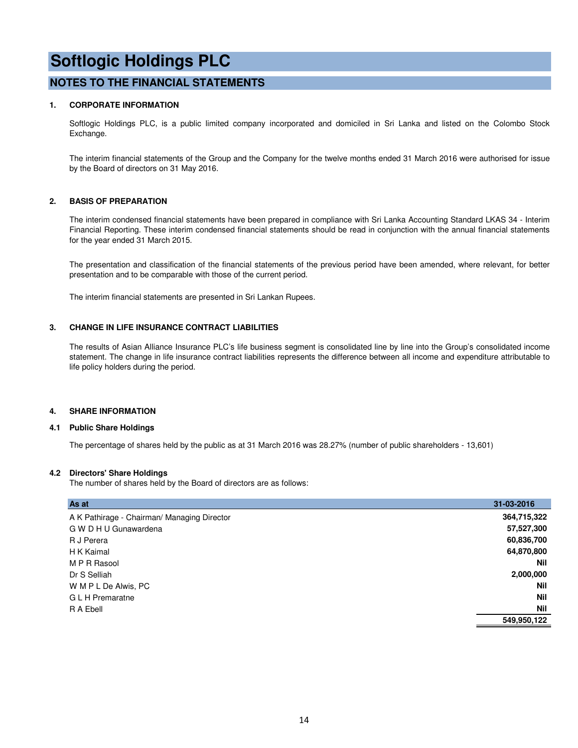# Softlogic Holdings PLC

## NOTES TO THE FINANCIAL STATEMENTS

### 1. CORPORATE INFORMATION

Softlogic Holdings PLC, is a public limited company incorporated and domiciled in Sri Lanka and listed on the Colombo Stock Exchange.

The interim financial statements of the Group and the Company for the twelve months ended 31 March 2016 were authorised for issue by the Board of directors on 31 May 2016.

### 2. BASIS OF PREPARATION

The interim condensed financial statements have been prepared in compliance with Sri Lanka Accounting Standard LKAS 34 - Interim Financial Reporting. These interim condensed financial statements should be read in conjunction with the annual financial statements for the year ended 31 March 2015.

The presentation and classification of the financial statements of the previous period have been amended, where relevant, for better presentation and to be comparable with those of the current period.

The interim financial statements are presented in Sri Lankan Rupees.

### 3. CHANGE IN LIFE INSURANCE CONTRACT LIABILITIES

The results of Asian Alliance Insurance PLC's life business segment is consolidated line by line into the Group's consolidated income statement. The change in life insurance contract liabilities represents the difference between all income and expenditure attributable to life policy holders during the period.

### 4. SHARE INFORMATION

#### 4.1 Public Share Holdings

The percentage of shares held by the public as at 31 March 2016 was 28.27% (number of public shareholders - 13,601)

#### 4.2 Directors' Share Holdings

The number of shares held by the Board of directors are as follows:

| As at | 31-03-2016 |
|---|---|
| A K Pathirage - Chairman/ Managing Director | **364,715,322** |
| G W D H U Gunawardena | **57,527,300** |
| R J Perera | **60,836,700** |
| H K Kaimal | **64,870,800** |
| M P R Rasool | **Nil** |
| Dr S Selliah | **2,000,000** |
| W M P L De Alwis, PC | **Nil** |
| G L H Premaratne | **Nil** |
| R A Ebell | **Nil** |
| | **549,950,122** |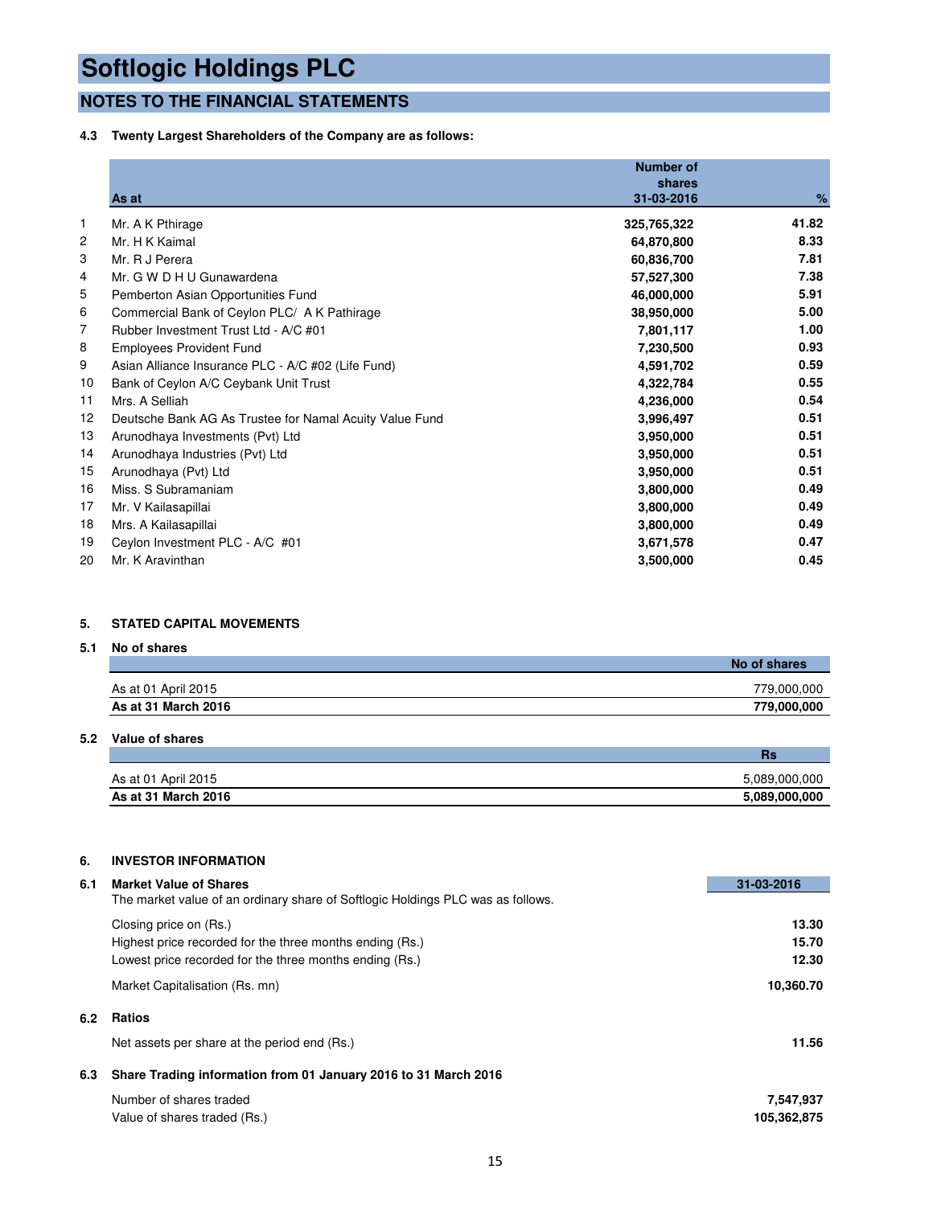# Softlogic Holdings PLC

## NOTES TO THE FINANCIAL STATEMENTS

**4.3 Twenty Largest Shareholders of the Company are as follows:**

| | As at | Number of shares 31-03-2016 | % |
|---|---|---|---|
| 1 | Mr. A K Pthirage | **325,765,322** | **41.82** |
| 2 | Mr. H K Kaimal | **64,870,800** | **8.33** |
| 3 | Mr. R J Perera | **60,836,700** | **7.81** |
| 4 | Mr. G W D H U Gunawardena | **57,527,300** | **7.38** |
| 5 | Pemberton Asian Opportunities Fund | **46,000,000** | **5.91** |
| 6 | Commercial Bank of Ceylon PLC/ A K Pathirage | **38,950,000** | **5.00** |
| 7 | Rubber Investment Trust Ltd - A/C #01 | **7,801,117** | **1.00** |
| 8 | Employees Provident Fund | **7,230,500** | **0.93** |
| 9 | Asian Alliance Insurance PLC - A/C #02 (Life Fund) | **4,591,702** | **0.59** |
| 10 | Bank of Ceylon A/C Ceybank Unit Trust | **4,322,784** | **0.55** |
| 11 | Mrs. A Selliah | **4,236,000** | **0.54** |
| 12 | Deutsche Bank AG As Trustee for Namal Acuity Value Fund | **3,996,497** | **0.51** |
| 13 | Arunodhaya Investments (Pvt) Ltd | **3,950,000** | **0.51** |
| 14 | Arunodhaya Industries (Pvt) Ltd | **3,950,000** | **0.51** |
| 15 | Arunodhaya (Pvt) Ltd | **3,950,000** | **0.51** |
| 16 | Miss. S Subramaniam | **3,800,000** | **0.49** |
| 17 | Mr. V Kailasapillai | **3,800,000** | **0.49** |
| 18 | Mrs. A Kailasapillai | **3,800,000** | **0.49** |
| 19 | Ceylon Investment PLC - A/C #01 | **3,671,578** | **0.47** |
| 20 | Mr. K Aravinthan | **3,500,000** | **0.45** |

### 5. STATED CAPITAL MOVEMENTS

**5.1 No of shares**

| | No of shares |
|---|---|
| As at 01 April 2015 | 779,000,000 |
| **As at 31 March 2016** | **779,000,000** |

**5.2 Value of shares**

| | Rs |
|---|---|
| As at 01 April 2015 | 5,089,000,000 |
| **As at 31 March 2016** | **5,089,000,000** |

### 6. INVESTOR INFORMATION

**6.1 Market Value of Shares**

The market value of an ordinary share of Softlogic Holdings PLC was as follows.

| | 31-03-2016 |
|---|---|
| Closing price on (Rs.) | **13.30** |
| Highest price recorded for the three months ending (Rs.) | **15.70** |
| Lowest price recorded for the three months ending (Rs.) | **12.30** |
| Market Capitalisation (Rs. mn) | **10,360.70** |

**6.2 Ratios**

| | |
|---|---|
| Net assets per share at the period end (Rs.) | **11.56** |

**6.3 Share Trading information from 01 January 2016 to 31 March 2016**

| | |
|---|---|
| Number of shares traded | **7,547,937** |
| Value of shares traded (Rs.) | **105,362,875** |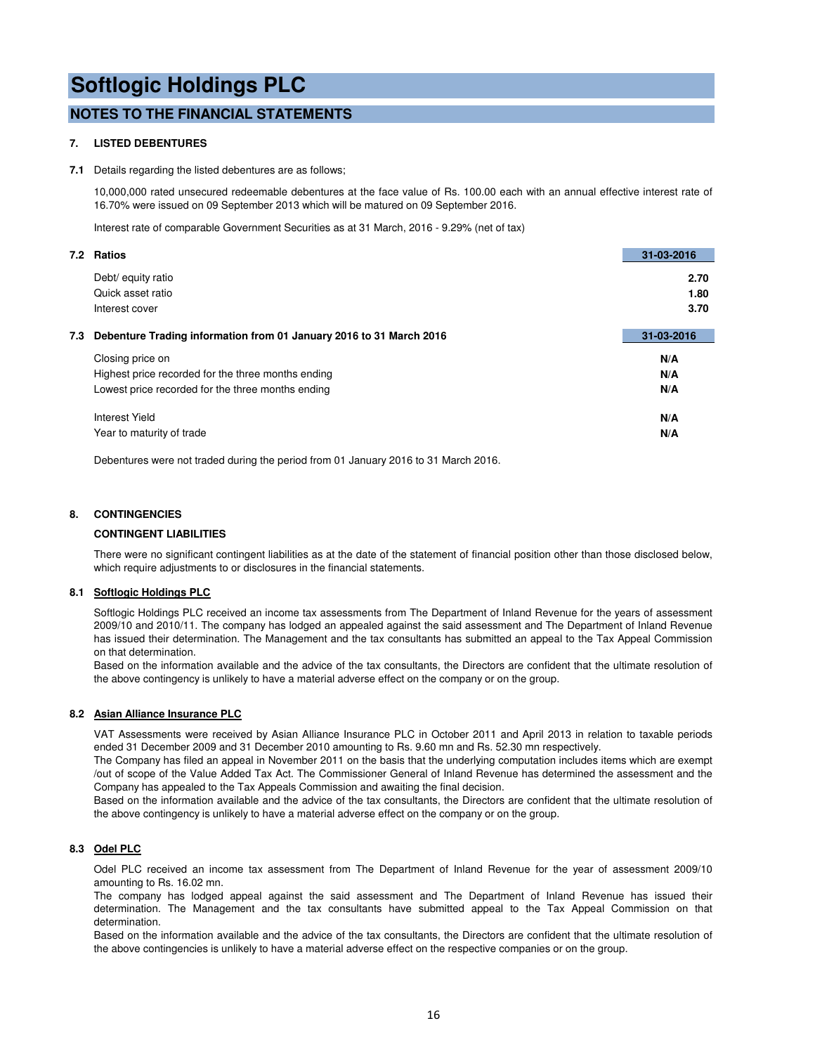# Softlogic Holdings PLC

## NOTES TO THE FINANCIAL STATEMENTS

### 7. LISTED DEBENTURES

**7.1** Details regarding the listed debentures are as follows;

10,000,000 rated unsecured redeemable debentures at the face value of Rs. 100.00 each with an annual effective interest rate of 16.70% were issued on 09 September 2013 which will be matured on 09 September 2016.

Interest rate of comparable Government Securities as at 31 March, 2016 - 9.29% (net of tax)

**7.2 Ratios**

| | 31-03-2016 |
|---|---|
| Debt/ equity ratio | 2.70 |
| Quick asset ratio | 1.80 |
| Interest cover | 3.70 |

**7.3 Debenture Trading information from 01 January 2016 to 31 March 2016**

| | 31-03-2016 |
|---|---|
| Closing price on | N/A |
| Highest price recorded for the three months ending | N/A |
| Lowest price recorded for the three months ending | N/A |
| Interest Yield | N/A |
| Year to maturity of trade | N/A |

Debentures were not traded during the period from 01 January 2016 to 31 March 2016.

### 8. CONTINGENCIES

**CONTINGENT LIABILITIES**

There were no significant contingent liabilities as at the date of the statement of financial position other than those disclosed below, which require adjustments to or disclosures in the financial statements.

**8.1 Softlogic Holdings PLC**

Softlogic Holdings PLC received an income tax assessments from The Department of Inland Revenue for the years of assessment 2009/10 and 2010/11. The company has lodged an appealed against the said assessment and The Department of Inland Revenue has issued their determination. The Management and the tax consultants has submitted an appeal to the Tax Appeal Commission on that determination.
Based on the information available and the advice of the tax consultants, the Directors are confident that the ultimate resolution of the above contingency is unlikely to have a material adverse effect on the company or on the group.

**8.2 Asian Alliance Insurance PLC**

VAT Assessments were received by Asian Alliance Insurance PLC in October 2011 and April 2013 in relation to taxable periods ended 31 December 2009 and 31 December 2010 amounting to Rs. 9.60 mn and Rs. 52.30 mn respectively.
The Company has filed an appeal in November 2011 on the basis that the underlying computation includes items which are exempt /out of scope of the Value Added Tax Act. The Commissioner General of Inland Revenue has determined the assessment and the Company has appealed to the Tax Appeals Commission and awaiting the final decision.
Based on the information available and the advice of the tax consultants, the Directors are confident that the ultimate resolution of the above contingency is unlikely to have a material adverse effect on the company or on the group.

**8.3 Odel PLC**

Odel PLC received an income tax assessment from The Department of Inland Revenue for the year of assessment 2009/10 amounting to Rs. 16.02 mn.
The company has lodged appeal against the said assessment and The Department of Inland Revenue has issued their determination. The Management and the tax consultants have submitted appeal to the Tax Appeal Commission on that determination.
Based on the information available and the advice of the tax consultants, the Directors are confident that the ultimate resolution of the above contingencies is unlikely to have a material adverse effect on the respective companies or on the group.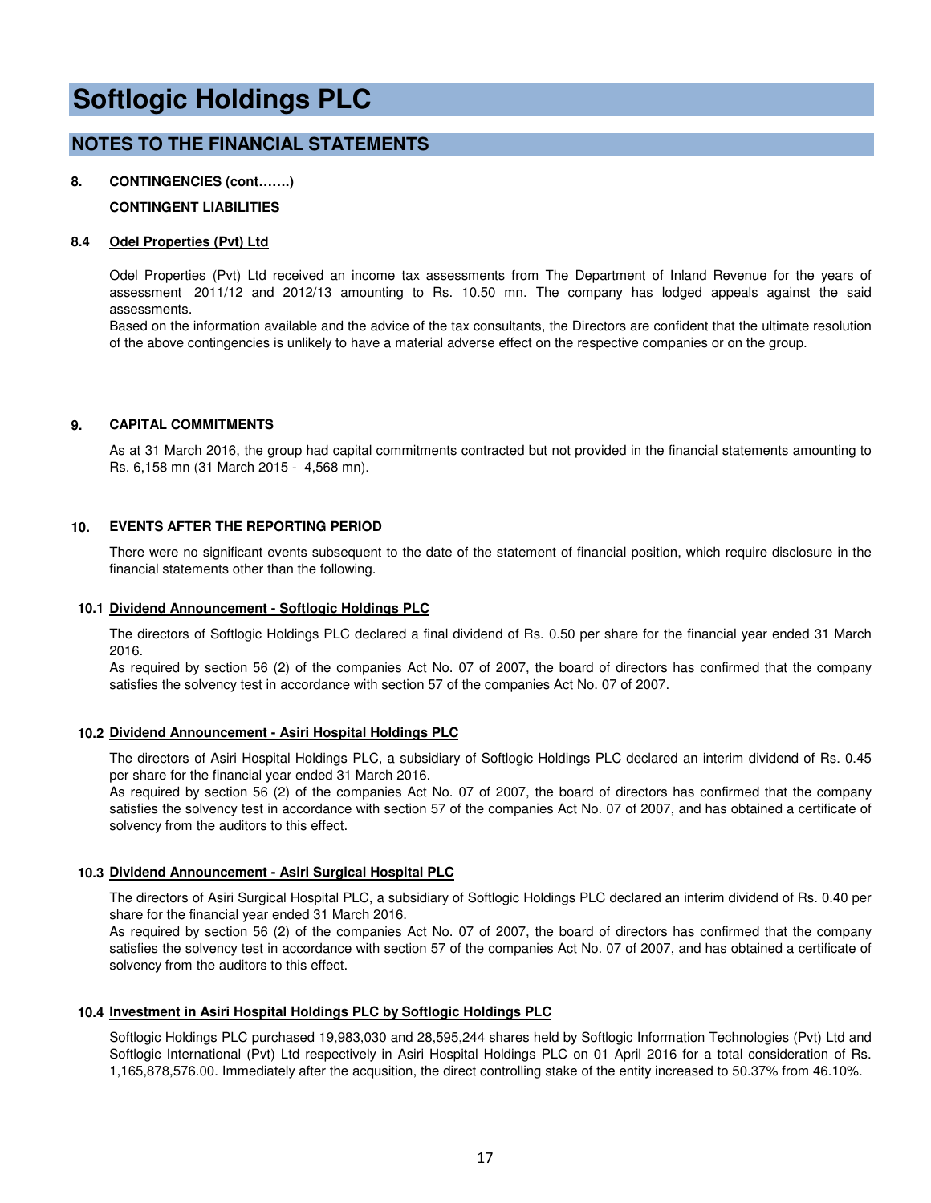# Softlogic Holdings PLC

## NOTES TO THE FINANCIAL STATEMENTS

**8. CONTINGENCIES (cont…….)**

**CONTINGENT LIABILITIES**

**8.4 Odel Properties (Pvt) Ltd**

Odel Properties (Pvt) Ltd received an income tax assessments from The Department of Inland Revenue for the years of assessment 2011/12 and 2012/13 amounting to Rs. 10.50 mn. The company has lodged appeals against the said assessments.
Based on the information available and the advice of the tax consultants, the Directors are confident that the ultimate resolution of the above contingencies is unlikely to have a material adverse effect on the respective companies or on the group.

**9. CAPITAL COMMITMENTS**

As at 31 March 2016, the group had capital commitments contracted but not provided in the financial statements amounting to Rs. 6,158 mn (31 March 2015 - 4,568 mn).

**10. EVENTS AFTER THE REPORTING PERIOD**

There were no significant events subsequent to the date of the statement of financial position, which require disclosure in the financial statements other than the following.

**10.1 Dividend Announcement - Softlogic Holdings PLC**

The directors of Softlogic Holdings PLC declared a final dividend of Rs. 0.50 per share for the financial year ended 31 March 2016.
As required by section 56 (2) of the companies Act No. 07 of 2007, the board of directors has confirmed that the company satisfies the solvency test in accordance with section 57 of the companies Act No. 07 of 2007.

**10.2 Dividend Announcement - Asiri Hospital Holdings PLC**

The directors of Asiri Hospital Holdings PLC, a subsidiary of Softlogic Holdings PLC declared an interim dividend of Rs. 0.45 per share for the financial year ended 31 March 2016.
As required by section 56 (2) of the companies Act No. 07 of 2007, the board of directors has confirmed that the company satisfies the solvency test in accordance with section 57 of the companies Act No. 07 of 2007, and has obtained a certificate of solvency from the auditors to this effect.

**10.3 Dividend Announcement - Asiri Surgical Hospital PLC**

The directors of Asiri Surgical Hospital PLC, a subsidiary of Softlogic Holdings PLC declared an interim dividend of Rs. 0.40 per share for the financial year ended 31 March 2016.
As required by section 56 (2) of the companies Act No. 07 of 2007, the board of directors has confirmed that the company satisfies the solvency test in accordance with section 57 of the companies Act No. 07 of 2007, and has obtained a certificate of solvency from the auditors to this effect.

**10.4 Investment in Asiri Hospital Holdings PLC by Softlogic Holdings PLC**

Softlogic Holdings PLC purchased 19,983,030 and 28,595,244 shares held by Softlogic Information Technologies (Pvt) Ltd and Softlogic International (Pvt) Ltd respectively in Asiri Hospital Holdings PLC on 01 April 2016 for a total consideration of Rs. 1,165,878,576.00. Immediately after the acqusition, the direct controlling stake of the entity increased to 50.37% from 46.10%.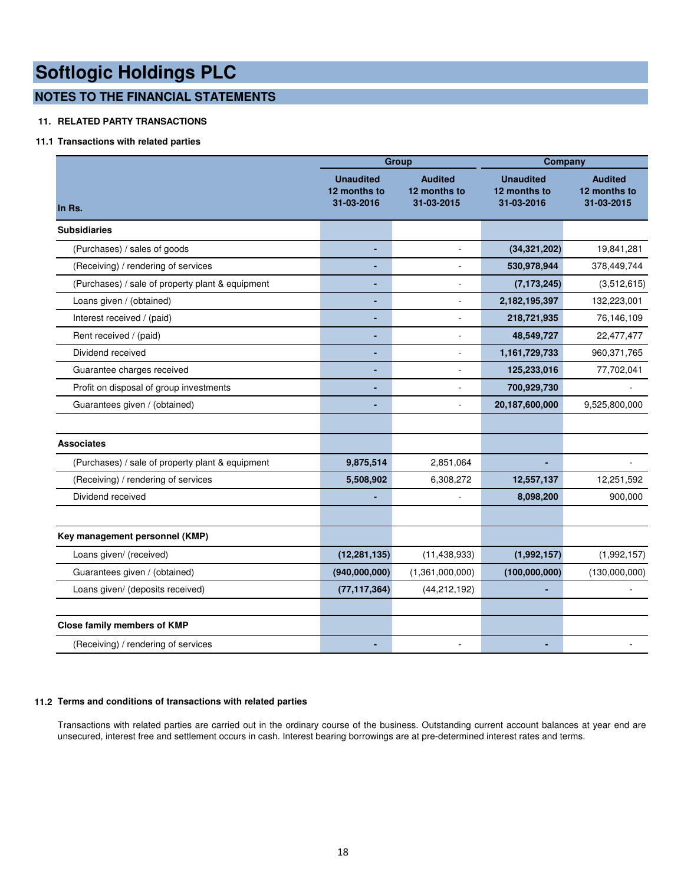# Softlogic Holdings PLC

## NOTES TO THE FINANCIAL STATEMENTS

### 11. RELATED PARTY TRANSACTIONS

#### 11.1 Transactions with related parties

| In Rs. | Group | | Company | |
|---|---|---|---|---|
| | **Unaudited 12 months to 31-03-2016** | **Audited 12 months to 31-03-2015** | **Unaudited 12 months to 31-03-2016** | **Audited 12 months to 31-03-2015** |
| **Subsidiaries** | | | | |
| (Purchases) / sales of goods | **-** | - | **(34,321,202)** | 19,841,281 |
| (Receiving) / rendering of services | **-** | - | **530,978,944** | 378,449,744 |
| (Purchases) / sale of property plant & equipment | **-** | - | **(7,173,245)** | (3,512,615) |
| Loans given / (obtained) | **-** | - | **2,182,195,397** | 132,223,001 |
| Interest received / (paid) | **-** | - | **218,721,935** | 76,146,109 |
| Rent received / (paid) | **-** | - | **48,549,727** | 22,477,477 |
| Dividend received | **-** | - | **1,161,729,733** | 960,371,765 |
| Guarantee charges received | **-** | - | **125,233,016** | 77,702,041 |
| Profit on disposal of group investments | **-** | - | **700,929,730** | - |
| Guarantees given / (obtained) | **-** | - | **20,187,600,000** | 9,525,800,000 |
| | | | | |
| **Associates** | | | | |
| (Purchases) / sale of property plant & equipment | **9,875,514** | 2,851,064 | **-** | - |
| (Receiving) / rendering of services | **5,508,902** | 6,308,272 | **12,557,137** | 12,251,592 |
| Dividend received | **-** | - | **8,098,200** | 900,000 |
| | | | | |
| **Key management personnel (KMP)** | | | | |
| Loans given/ (received) | **(12,281,135)** | (11,438,933) | **(1,992,157)** | (1,992,157) |
| Guarantees given / (obtained) | **(940,000,000)** | (1,361,000,000) | **(100,000,000)** | (130,000,000) |
| Loans given/ (deposits received) | **(77,117,364)** | (44,212,192) | **-** | - |
| | | | | |
| **Close family members of KMP** | | | | |
| (Receiving) / rendering of services | **-** | - | **-** | - |

#### 11.2 Terms and conditions of transactions with related parties

Transactions with related parties are carried out in the ordinary course of the business. Outstanding current account balances at year end are unsecured, interest free and settlement occurs in cash. Interest bearing borrowings are at pre-determined interest rates and terms.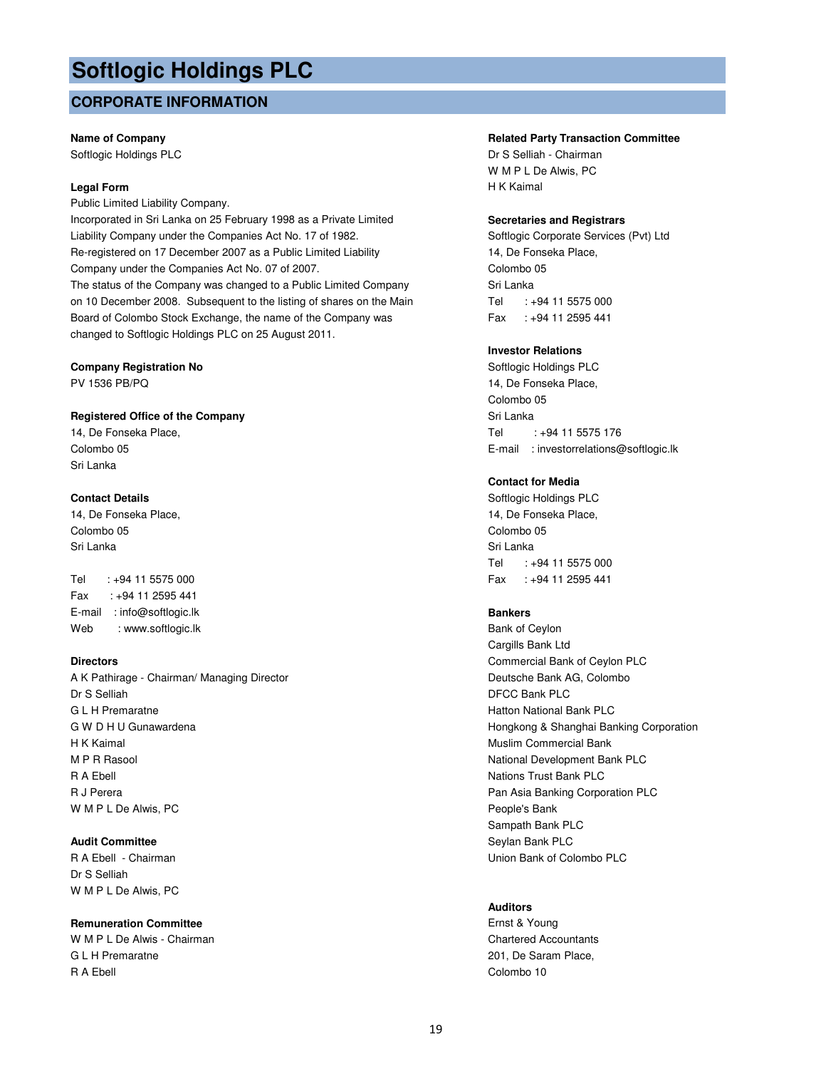# Softlogic Holdings PLC

## CORPORATE INFORMATION

**Name of Company**
Softlogic Holdings PLC

**Legal Form**
Public Limited Liability Company.
Incorporated in Sri Lanka on 25 February 1998 as a Private Limited Liability Company under the Companies Act No. 17 of 1982.
Re-registered on 17 December 2007 as a Public Limited Liability Company under the Companies Act No. 07 of 2007.
The status of the Company was changed to a Public Limited Company on 10 December 2008. Subsequent to the listing of shares on the Main Board of Colombo Stock Exchange, the name of the Company was changed to Softlogic Holdings PLC on 25 August 2011.

**Company Registration No**
PV 1536 PB/PQ

**Registered Office of the Company**
14, De Fonseka Place,
Colombo 05
Sri Lanka

**Contact Details**
14, De Fonseka Place,
Colombo 05
Sri Lanka

Tel : +94 11 5575 000
Fax : +94 11 2595 441
E-mail : info@softlogic.lk
Web : www.softlogic.lk

**Directors**
A K Pathirage - Chairman/ Managing Director
Dr S Selliah
G L H Premaratne
G W D H U Gunawardena
H K Kaimal
M P R Rasool
R A Ebell
R J Perera
W M P L De Alwis, PC

**Audit Committee**
R A Ebell - Chairman
Dr S Selliah
W M P L De Alwis, PC

**Remuneration Committee**
W M P L De Alwis - Chairman
G L H Premaratne
R A Ebell

**Related Party Transaction Committee**
Dr S Selliah - Chairman
W M P L De Alwis, PC
H K Kaimal

**Secretaries and Registrars**
Softlogic Corporate Services (Pvt) Ltd
14, De Fonseka Place,
Colombo 05
Sri Lanka
Tel : +94 11 5575 000
Fax : +94 11 2595 441

**Investor Relations**
Softlogic Holdings PLC
14, De Fonseka Place,
Colombo 05
Sri Lanka
Tel : +94 11 5575 176
E-mail : investorrelations@softlogic.lk

**Contact for Media**
Softlogic Holdings PLC
14, De Fonseka Place,
Colombo 05
Sri Lanka
Tel : +94 11 5575 000
Fax : +94 11 2595 441

**Bankers**
Bank of Ceylon
Cargills Bank Ltd
Commercial Bank of Ceylon PLC
Deutsche Bank AG, Colombo
DFCC Bank PLC
Hatton National Bank PLC
Hongkong & Shanghai Banking Corporation
Muslim Commercial Bank
National Development Bank PLC
Nations Trust Bank PLC
Pan Asia Banking Corporation PLC
People's Bank
Sampath Bank PLC
Seylan Bank PLC
Union Bank of Colombo PLC

**Auditors**
Ernst & Young
Chartered Accountants
201, De Saram Place,
Colombo 10